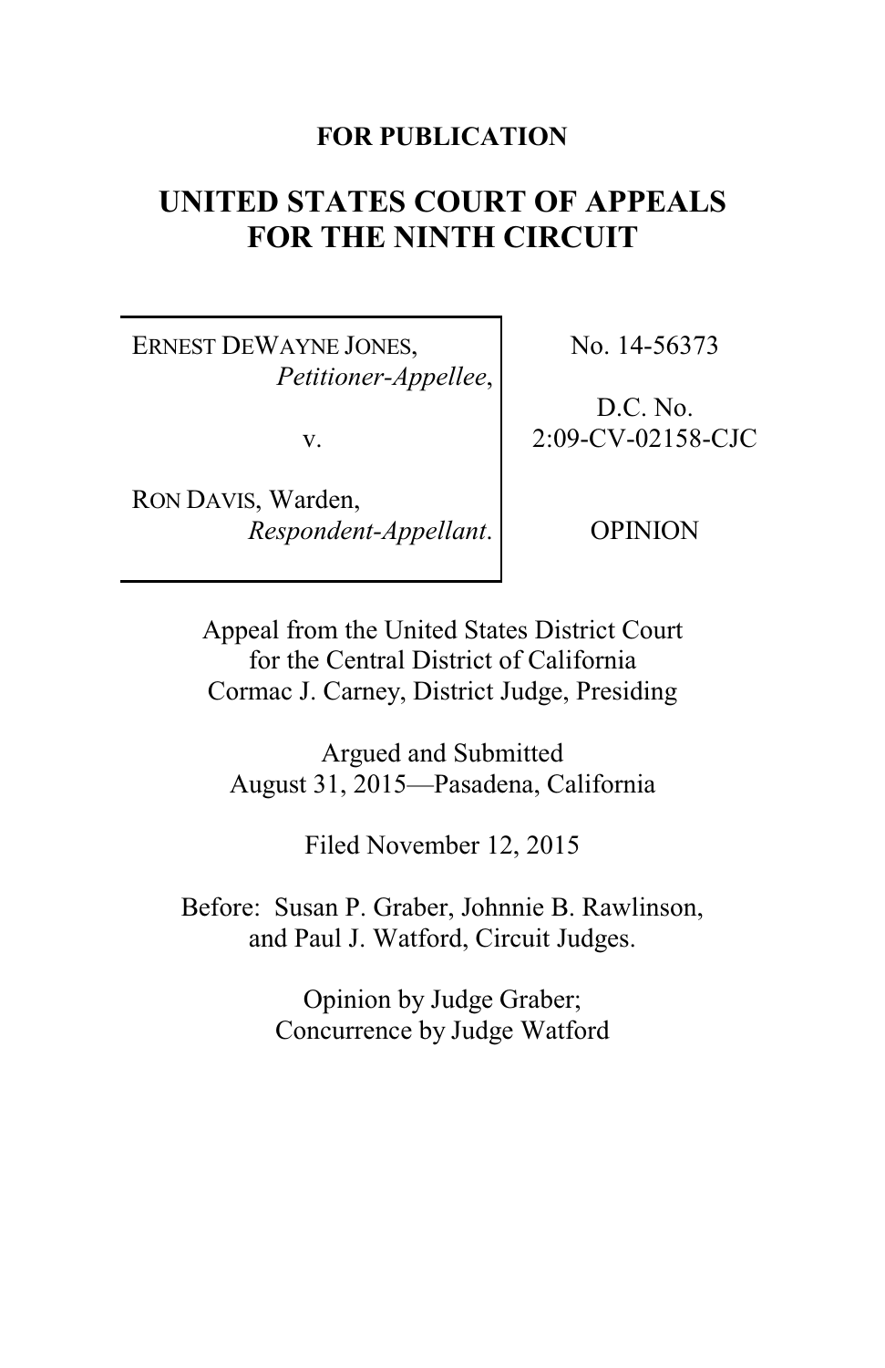**FOR PUBLICATION**

# UNITED STATES COURT OF APPEALS FOR THE NINTH CIRCUIT

| | |
|---|---|
| ERNEST DEWAYNE JONES, *Petitioner-Appellee*, v. RON DAVIS, Warden, *Respondent-Appellant*. | No. 14-56373 D.C. No. 2:09-CV-02158-CJC OPINION |

Appeal from the United States District Court for the Central District of California
Cormac J. Carney, District Judge, Presiding

Argued and Submitted
August 31, 2015—Pasadena, California

Filed November 12, 2015

Before: Susan P. Graber, Johnnie B. Rawlinson, and Paul J. Watford, Circuit Judges.

Opinion by Judge Graber;
Concurrence by Judge Watford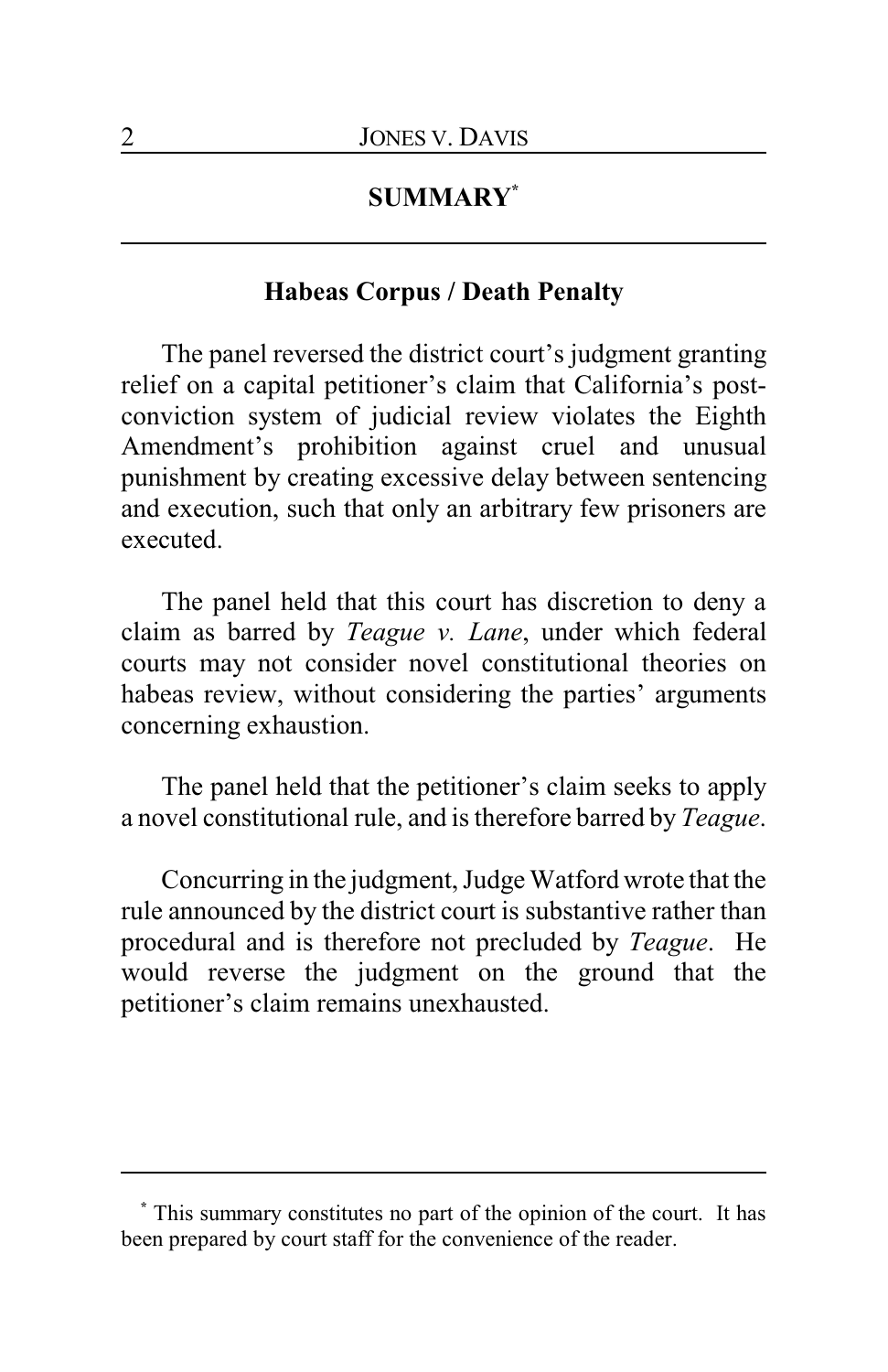## SUMMARY[*]

### Habeas Corpus / Death Penalty

The panel reversed the district court's judgment granting relief on a capital petitioner's claim that California's post-conviction system of judicial review violates the Eighth Amendment's prohibition against cruel and unusual punishment by creating excessive delay between sentencing and execution, such that only an arbitrary few prisoners are executed.

The panel held that this court has discretion to deny a claim as barred by *Teague v. Lane*, under which federal courts may not consider novel constitutional theories on habeas review, without considering the parties' arguments concerning exhaustion.

The panel held that the petitioner's claim seeks to apply a novel constitutional rule, and is therefore barred by *Teague*.

Concurring in the judgment, Judge Watford wrote that the rule announced by the district court is substantive rather than procedural and is therefore not precluded by *Teague*. He would reverse the judgment on the ground that the petitioner's claim remains unexhausted.

---

[*] This summary constitutes no part of the opinion of the court. It has been prepared by court staff for the convenience of the reader.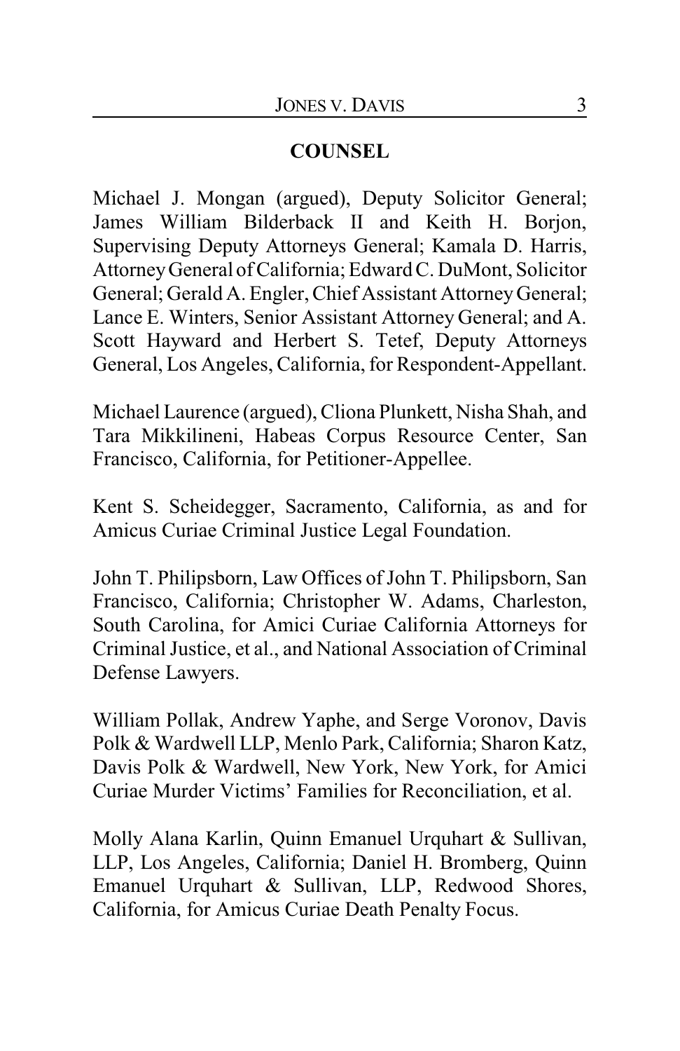**COUNSEL**

Michael J. Mongan (argued), Deputy Solicitor General; James William Bilderback II and Keith H. Borjon, Supervising Deputy Attorneys General; Kamala D. Harris, Attorney General of California; Edward C. DuMont, Solicitor General; Gerald A. Engler, Chief Assistant Attorney General; Lance E. Winters, Senior Assistant Attorney General; and A. Scott Hayward and Herbert S. Tetef, Deputy Attorneys General, Los Angeles, California, for Respondent-Appellant.

Michael Laurence (argued), Cliona Plunkett, Nisha Shah, and Tara Mikkilineni, Habeas Corpus Resource Center, San Francisco, California, for Petitioner-Appellee.

Kent S. Scheidegger, Sacramento, California, as and for Amicus Curiae Criminal Justice Legal Foundation.

John T. Philipsborn, Law Offices of John T. Philipsborn, San Francisco, California; Christopher W. Adams, Charleston, South Carolina, for Amici Curiae California Attorneys for Criminal Justice, et al., and National Association of Criminal Defense Lawyers.

William Pollak, Andrew Yaphe, and Serge Voronov, Davis Polk & Wardwell LLP, Menlo Park, California; Sharon Katz, Davis Polk & Wardwell, New York, New York, for Amici Curiae Murder Victims' Families for Reconciliation, et al.

Molly Alana Karlin, Quinn Emanuel Urquhart & Sullivan, LLP, Los Angeles, California; Daniel H. Bromberg, Quinn Emanuel Urquhart & Sullivan, LLP, Redwood Shores, California, for Amicus Curiae Death Penalty Focus.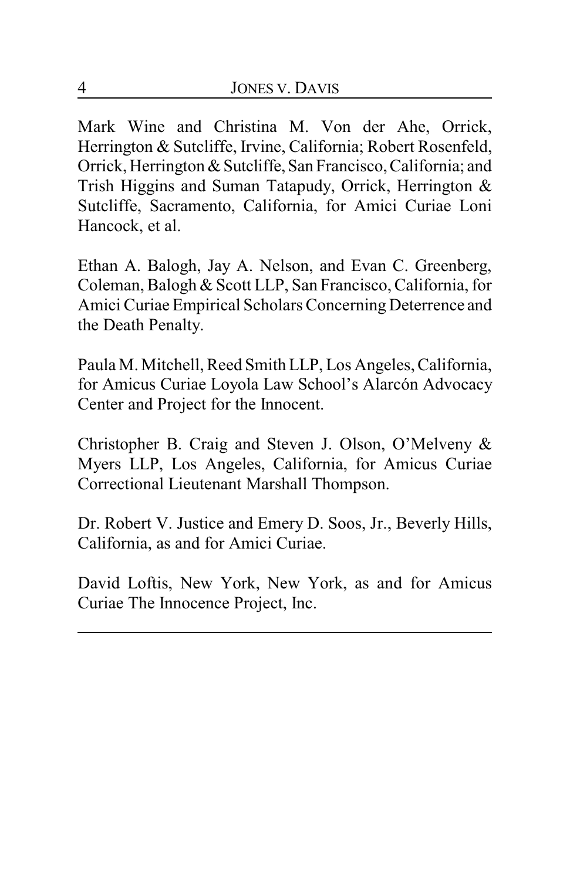Mark Wine and Christina M. Von der Ahe, Orrick, Herrington & Sutcliffe, Irvine, California; Robert Rosenfeld, Orrick, Herrington & Sutcliffe, San Francisco, California; and Trish Higgins and Suman Tatapudy, Orrick, Herrington & Sutcliffe, Sacramento, California, for Amici Curiae Loni Hancock, et al.

Ethan A. Balogh, Jay A. Nelson, and Evan C. Greenberg, Coleman, Balogh & Scott LLP, San Francisco, California, for Amici Curiae Empirical Scholars Concerning Deterrence and the Death Penalty.

Paula M. Mitchell, Reed Smith LLP, Los Angeles, California, for Amicus Curiae Loyola Law School's Alarcón Advocacy Center and Project for the Innocent.

Christopher B. Craig and Steven J. Olson, O'Melveny & Myers LLP, Los Angeles, California, for Amicus Curiae Correctional Lieutenant Marshall Thompson.

Dr. Robert V. Justice and Emery D. Soos, Jr., Beverly Hills, California, as and for Amici Curiae.

David Loftis, New York, New York, as and for Amicus Curiae The Innocence Project, Inc.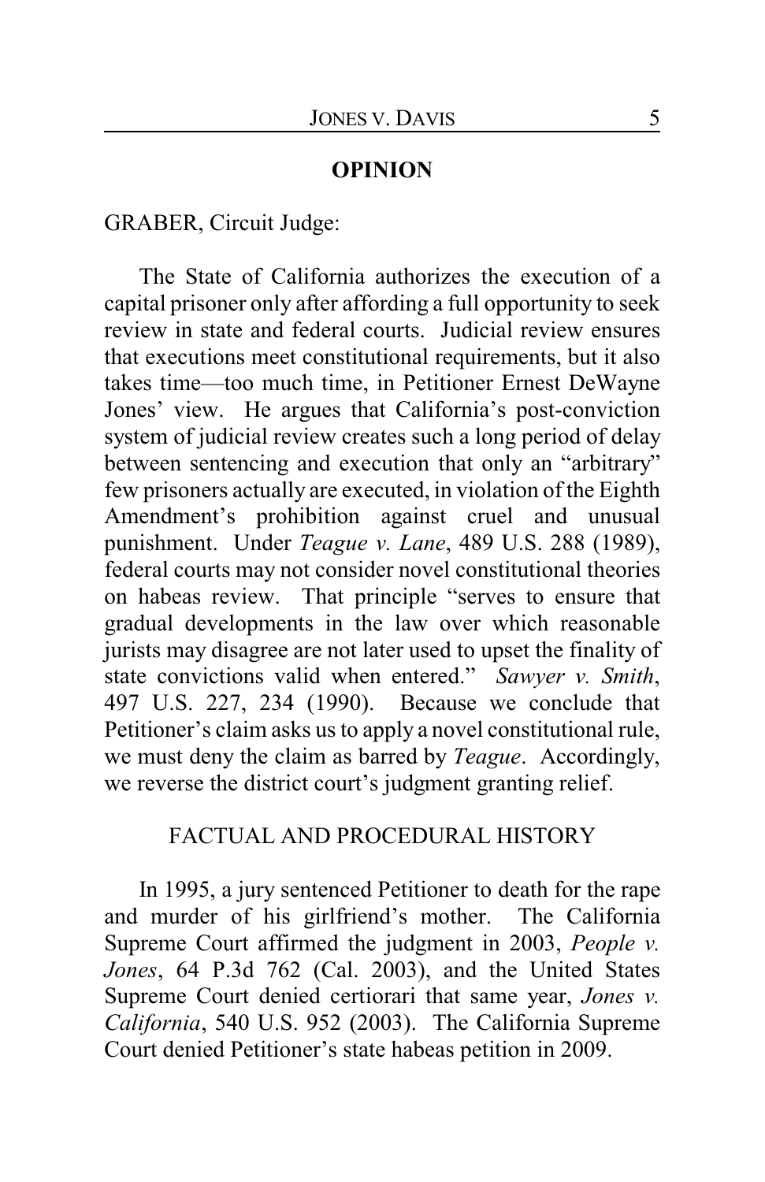## OPINION

GRABER, Circuit Judge:

The State of California authorizes the execution of a capital prisoner only after affording a full opportunity to seek review in state and federal courts. Judicial review ensures that executions meet constitutional requirements, but it also takes time—too much time, in Petitioner Ernest DeWayne Jones' view. He argues that California's post-conviction system of judicial review creates such a long period of delay between sentencing and execution that only an "arbitrary" few prisoners actually are executed, in violation of the Eighth Amendment's prohibition against cruel and unusual punishment. Under *Teague v. Lane*, 489 U.S. 288 (1989), federal courts may not consider novel constitutional theories on habeas review. That principle "serves to ensure that gradual developments in the law over which reasonable jurists may disagree are not later used to upset the finality of state convictions valid when entered." *Sawyer v. Smith*, 497 U.S. 227, 234 (1990). Because we conclude that Petitioner's claim asks us to apply a novel constitutional rule, we must deny the claim as barred by *Teague*. Accordingly, we reverse the district court's judgment granting relief.

### FACTUAL AND PROCEDURAL HISTORY

In 1995, a jury sentenced Petitioner to death for the rape and murder of his girlfriend's mother. The California Supreme Court affirmed the judgment in 2003, *People v. Jones*, 64 P.3d 762 (Cal. 2003), and the United States Supreme Court denied certiorari that same year, *Jones v. California*, 540 U.S. 952 (2003). The California Supreme Court denied Petitioner's state habeas petition in 2009.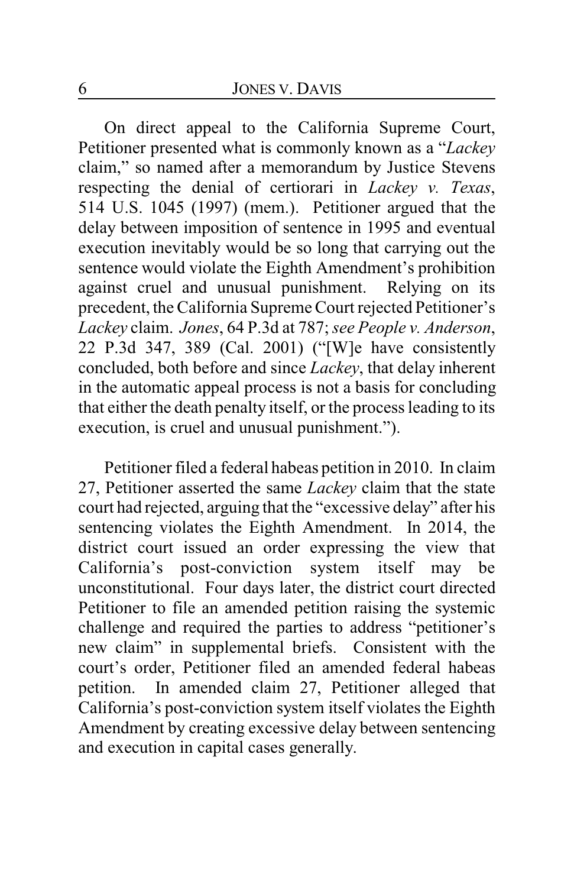On direct appeal to the California Supreme Court, Petitioner presented what is commonly known as a "*Lackey* claim," so named after a memorandum by Justice Stevens respecting the denial of certiorari in *Lackey v. Texas*, 514 U.S. 1045 (1997) (mem.). Petitioner argued that the delay between imposition of sentence in 1995 and eventual execution inevitably would be so long that carrying out the sentence would violate the Eighth Amendment's prohibition against cruel and unusual punishment. Relying on its precedent, the California Supreme Court rejected Petitioner's *Lackey* claim. *Jones*, 64 P.3d at 787; *see People v. Anderson*, 22 P.3d 347, 389 (Cal. 2001) ("[W]e have consistently concluded, both before and since *Lackey*, that delay inherent in the automatic appeal process is not a basis for concluding that either the death penalty itself, or the process leading to its execution, is cruel and unusual punishment.").

Petitioner filed a federal habeas petition in 2010. In claim 27, Petitioner asserted the same *Lackey* claim that the state court had rejected, arguing that the "excessive delay" after his sentencing violates the Eighth Amendment. In 2014, the district court issued an order expressing the view that California's post-conviction system itself may be unconstitutional. Four days later, the district court directed Petitioner to file an amended petition raising the systemic challenge and required the parties to address "petitioner's new claim" in supplemental briefs. Consistent with the court's order, Petitioner filed an amended federal habeas petition. In amended claim 27, Petitioner alleged that California's post-conviction system itself violates the Eighth Amendment by creating excessive delay between sentencing and execution in capital cases generally.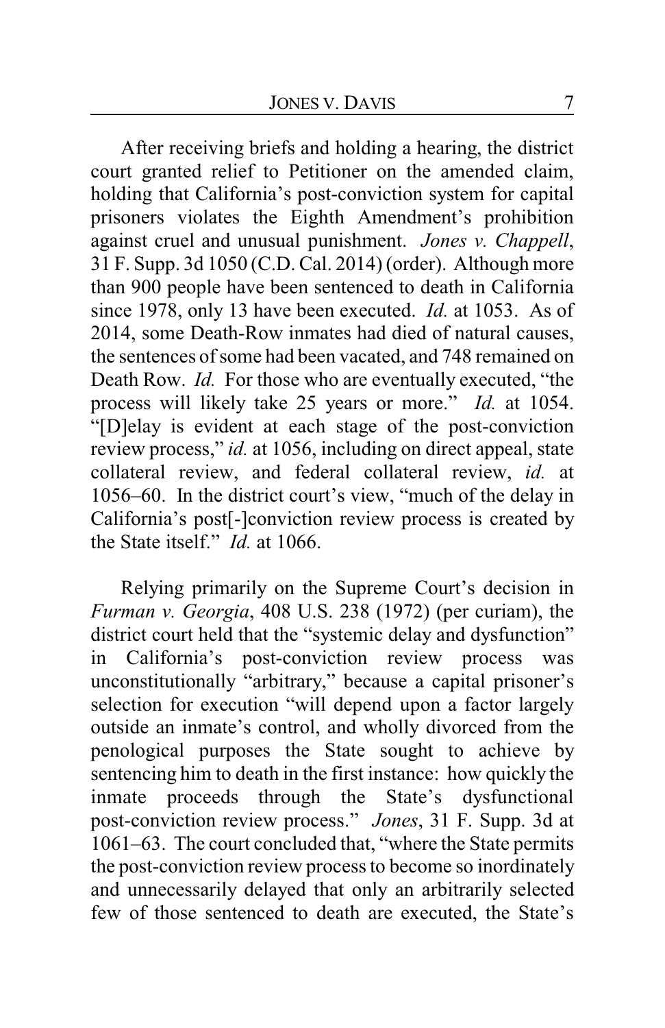After receiving briefs and holding a hearing, the district court granted relief to Petitioner on the amended claim, holding that California's post-conviction system for capital prisoners violates the Eighth Amendment's prohibition against cruel and unusual punishment. *Jones v. Chappell*, 31 F. Supp. 3d 1050 (C.D. Cal. 2014) (order). Although more than 900 people have been sentenced to death in California since 1978, only 13 have been executed. *Id.* at 1053. As of 2014, some Death-Row inmates had died of natural causes, the sentences of some had been vacated, and 748 remained on Death Row. *Id.* For those who are eventually executed, "the process will likely take 25 years or more." *Id.* at 1054. "[D]elay is evident at each stage of the post-conviction review process," *id.* at 1056, including on direct appeal, state collateral review, and federal collateral review, *id.* at 1056–60. In the district court's view, "much of the delay in California's post[-]conviction review process is created by the State itself." *Id.* at 1066.

Relying primarily on the Supreme Court's decision in *Furman v. Georgia*, 408 U.S. 238 (1972) (per curiam), the district court held that the "systemic delay and dysfunction" in California's post-conviction review process was unconstitutionally "arbitrary," because a capital prisoner's selection for execution "will depend upon a factor largely outside an inmate's control, and wholly divorced from the penological purposes the State sought to achieve by sentencing him to death in the first instance: how quickly the inmate proceeds through the State's dysfunctional post-conviction review process." *Jones*, 31 F. Supp. 3d at 1061–63. The court concluded that, "where the State permits the post-conviction review process to become so inordinately and unnecessarily delayed that only an arbitrarily selected few of those sentenced to death are executed, the State's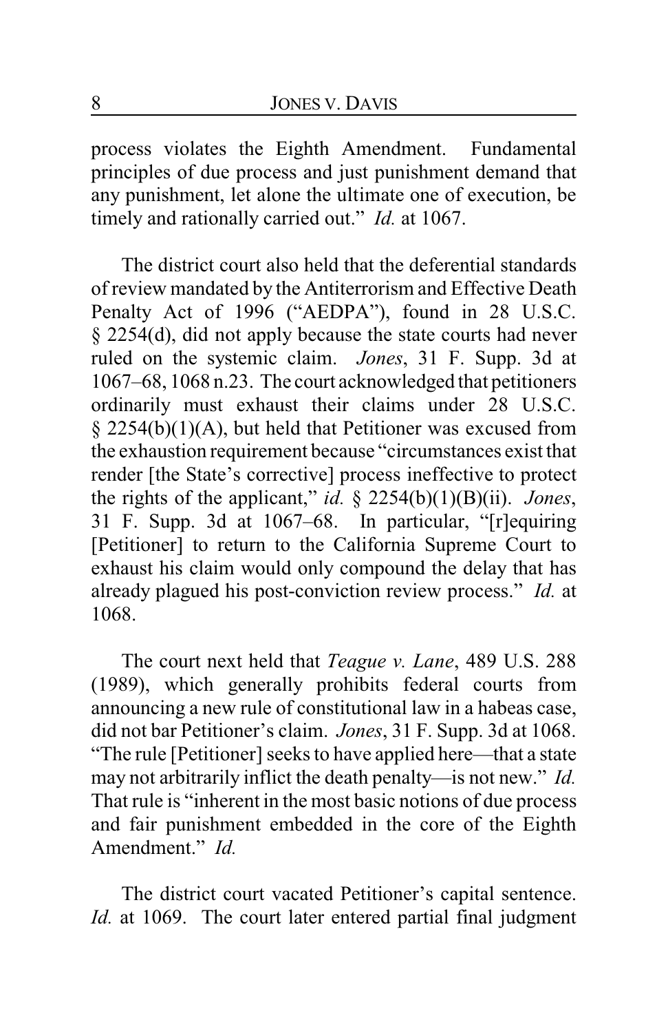process violates the Eighth Amendment. Fundamental principles of due process and just punishment demand that any punishment, let alone the ultimate one of execution, be timely and rationally carried out." *Id.* at 1067.

The district court also held that the deferential standards of review mandated by the Antiterrorism and Effective Death Penalty Act of 1996 ("AEDPA"), found in 28 U.S.C. § 2254(d), did not apply because the state courts had never ruled on the systemic claim. *Jones*, 31 F. Supp. 3d at 1067–68, 1068 n.23. The court acknowledged that petitioners ordinarily must exhaust their claims under 28 U.S.C. § 2254(b)(1)(A), but held that Petitioner was excused from the exhaustion requirement because "circumstances exist that render [the State's corrective] process ineffective to protect the rights of the applicant," *id.* § 2254(b)(1)(B)(ii). *Jones*, 31 F. Supp. 3d at 1067–68. In particular, "[r]equiring [Petitioner] to return to the California Supreme Court to exhaust his claim would only compound the delay that has already plagued his post-conviction review process." *Id.* at 1068.

The court next held that *Teague v. Lane*, 489 U.S. 288 (1989), which generally prohibits federal courts from announcing a new rule of constitutional law in a habeas case, did not bar Petitioner's claim. *Jones*, 31 F. Supp. 3d at 1068. "The rule [Petitioner] seeks to have applied here—that a state may not arbitrarily inflict the death penalty—is not new." *Id.* That rule is "inherent in the most basic notions of due process and fair punishment embedded in the core of the Eighth Amendment." *Id.*

The district court vacated Petitioner's capital sentence. *Id.* at 1069. The court later entered partial final judgment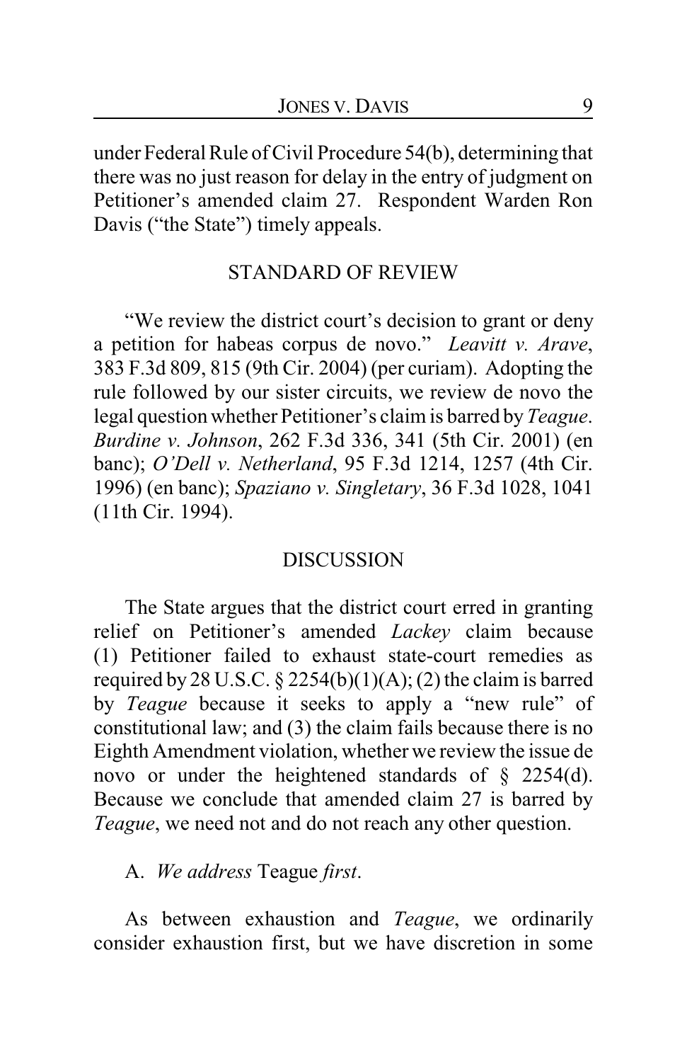under Federal Rule of Civil Procedure 54(b), determining that there was no just reason for delay in the entry of judgment on Petitioner's amended claim 27. Respondent Warden Ron Davis ("the State") timely appeals.

## STANDARD OF REVIEW

"We review the district court's decision to grant or deny a petition for habeas corpus de novo." *Leavitt v. Arave*, 383 F.3d 809, 815 (9th Cir. 2004) (per curiam). Adopting the rule followed by our sister circuits, we review de novo the legal question whether Petitioner's claim is barred by *Teague*. *Burdine v. Johnson*, 262 F.3d 336, 341 (5th Cir. 2001) (en banc); *O'Dell v. Netherland*, 95 F.3d 1214, 1257 (4th Cir. 1996) (en banc); *Spaziano v. Singletary*, 36 F.3d 1028, 1041 (11th Cir. 1994).

## DISCUSSION

The State argues that the district court erred in granting relief on Petitioner's amended *Lackey* claim because (1) Petitioner failed to exhaust state-court remedies as required by 28 U.S.C. § 2254(b)(1)(A); (2) the claim is barred by *Teague* because it seeks to apply a "new rule" of constitutional law; and (3) the claim fails because there is no Eighth Amendment violation, whether we review the issue de novo or under the heightened standards of § 2254(d). Because we conclude that amended claim 27 is barred by *Teague*, we need not and do not reach any other question.

### A. *We address* Teague *first*.

As between exhaustion and *Teague*, we ordinarily consider exhaustion first, but we have discretion in some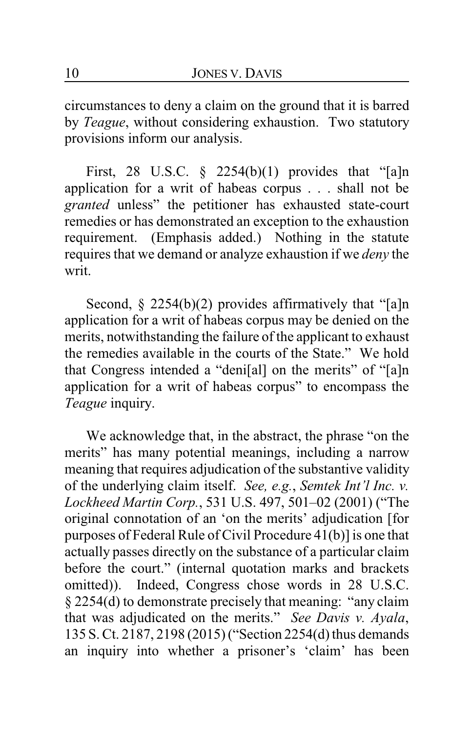circumstances to deny a claim on the ground that it is barred by *Teague*, without considering exhaustion. Two statutory provisions inform our analysis.

First, 28 U.S.C. § 2254(b)(1) provides that "[a]n application for a writ of habeas corpus . . . shall not be *granted* unless" the petitioner has exhausted state-court remedies or has demonstrated an exception to the exhaustion requirement. (Emphasis added.) Nothing in the statute requires that we demand or analyze exhaustion if we *deny* the writ.

Second, § 2254(b)(2) provides affirmatively that "[a]n application for a writ of habeas corpus may be denied on the merits, notwithstanding the failure of the applicant to exhaust the remedies available in the courts of the State." We hold that Congress intended a "deni[al] on the merits" of "[a]n application for a writ of habeas corpus" to encompass the *Teague* inquiry.

We acknowledge that, in the abstract, the phrase "on the merits" has many potential meanings, including a narrow meaning that requires adjudication of the substantive validity of the underlying claim itself. *See, e.g.*, *Semtek Int'l Inc. v. Lockheed Martin Corp.*, 531 U.S. 497, 501–02 (2001) ("The original connotation of an 'on the merits' adjudication [for purposes of Federal Rule of Civil Procedure 41(b)] is one that actually passes directly on the substance of a particular claim before the court." (internal quotation marks and brackets omitted)). Indeed, Congress chose words in 28 U.S.C. § 2254(d) to demonstrate precisely that meaning: "any claim that was adjudicated on the merits." *See Davis v. Ayala*, 135 S. Ct. 2187, 2198 (2015) ("Section 2254(d) thus demands an inquiry into whether a prisoner's 'claim' has been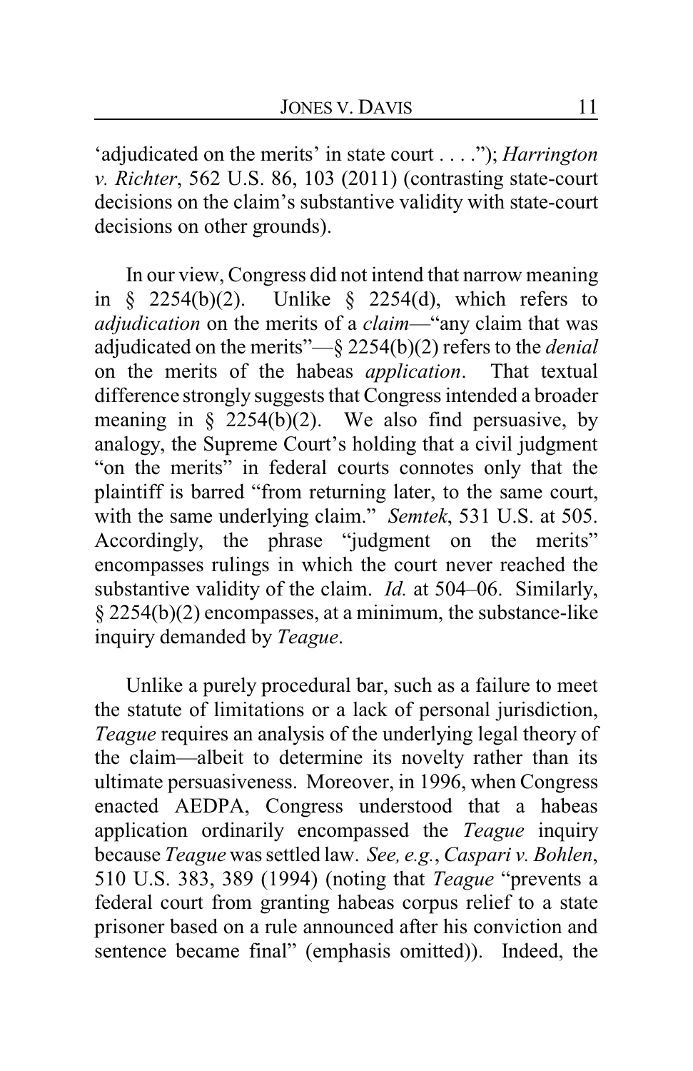'adjudicated on the merits' in state court . . . ."); *Harrington v. Richter*, 562 U.S. 86, 103 (2011) (contrasting state-court decisions on the claim's substantive validity with state-court decisions on other grounds).

In our view, Congress did not intend that narrow meaning in § 2254(b)(2). Unlike § 2254(d), which refers to *adjudication* on the merits of a *claim*—"any claim that was adjudicated on the merits"—§ 2254(b)(2) refers to the *denial* on the merits of the habeas *application*. That textual difference strongly suggests that Congress intended a broader meaning in § 2254(b)(2). We also find persuasive, by analogy, the Supreme Court's holding that a civil judgment "on the merits" in federal courts connotes only that the plaintiff is barred "from returning later, to the same court, with the same underlying claim." *Semtek*, 531 U.S. at 505. Accordingly, the phrase "judgment on the merits" encompasses rulings in which the court never reached the substantive validity of the claim. *Id.* at 504–06. Similarly, § 2254(b)(2) encompasses, at a minimum, the substance-like inquiry demanded by *Teague*.

Unlike a purely procedural bar, such as a failure to meet the statute of limitations or a lack of personal jurisdiction, *Teague* requires an analysis of the underlying legal theory of the claim—albeit to determine its novelty rather than its ultimate persuasiveness. Moreover, in 1996, when Congress enacted AEDPA, Congress understood that a habeas application ordinarily encompassed the *Teague* inquiry because *Teague* was settled law. *See, e.g.*, *Caspari v. Bohlen*, 510 U.S. 383, 389 (1994) (noting that *Teague* "prevents a federal court from granting habeas corpus relief to a state prisoner based on a rule announced after his conviction and sentence became final" (emphasis omitted)). Indeed, the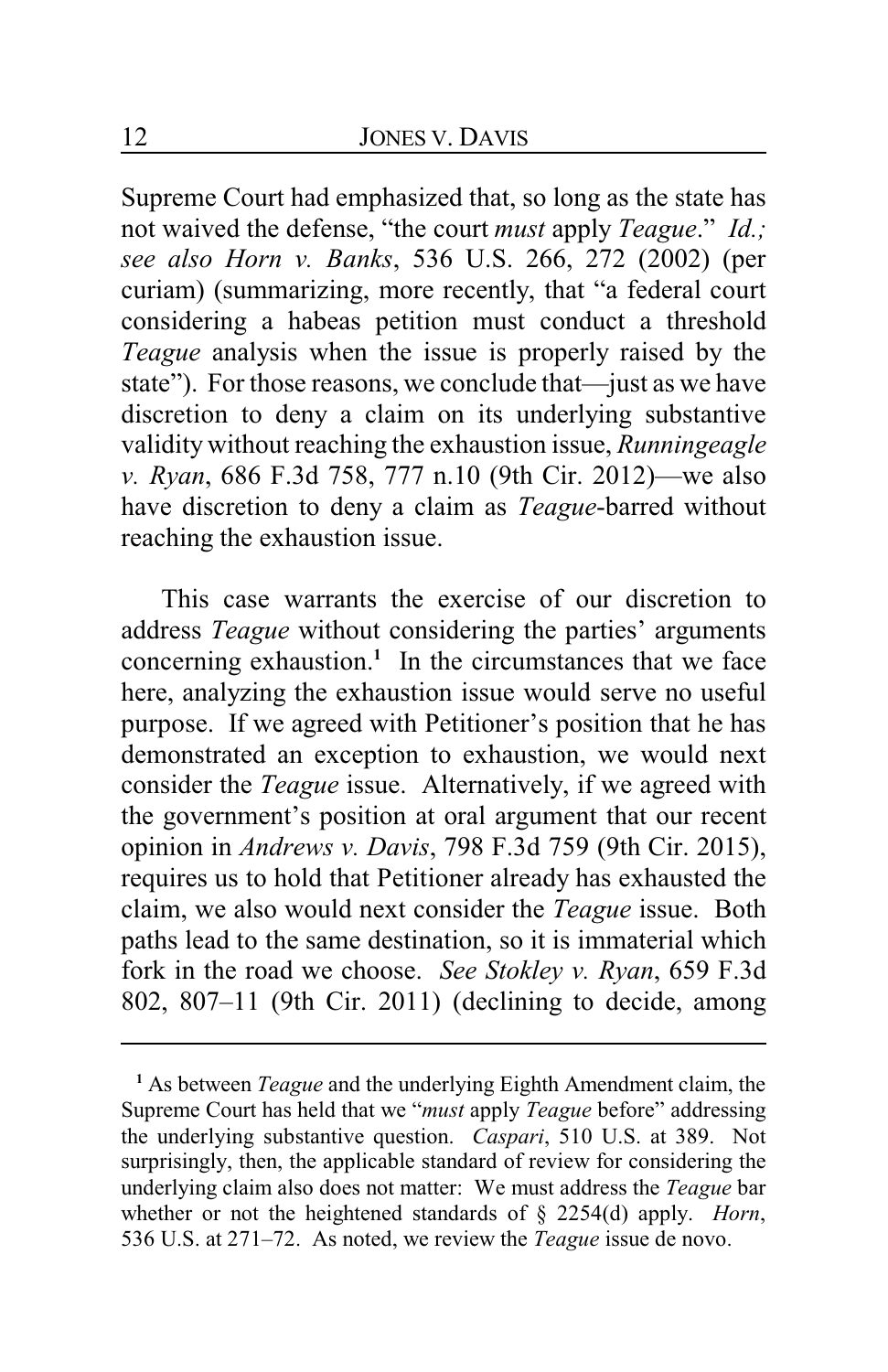Supreme Court had emphasized that, so long as the state has not waived the defense, "the court *must* apply *Teague*." *Id.; see also Horn v. Banks*, 536 U.S. 266, 272 (2002) (per curiam) (summarizing, more recently, that "a federal court considering a habeas petition must conduct a threshold *Teague* analysis when the issue is properly raised by the state"). For those reasons, we conclude that—just as we have discretion to deny a claim on its underlying substantive validity without reaching the exhaustion issue, *Runningeagle v. Ryan*, 686 F.3d 758, 777 n.10 (9th Cir. 2012)—we also have discretion to deny a claim as *Teague*-barred without reaching the exhaustion issue.

This case warrants the exercise of our discretion to address *Teague* without considering the parties' arguments concerning exhaustion.[1] In the circumstances that we face here, analyzing the exhaustion issue would serve no useful purpose. If we agreed with Petitioner's position that he has demonstrated an exception to exhaustion, we would next consider the *Teague* issue. Alternatively, if we agreed with the government's position at oral argument that our recent opinion in *Andrews v. Davis*, 798 F.3d 759 (9th Cir. 2015), requires us to hold that Petitioner already has exhausted the claim, we also would next consider the *Teague* issue. Both paths lead to the same destination, so it is immaterial which fork in the road we choose. *See Stokley v. Ryan*, 659 F.3d 802, 807–11 (9th Cir. 2011) (declining to decide, among

---

[1] As between *Teague* and the underlying Eighth Amendment claim, the Supreme Court has held that we "*must* apply *Teague* before" addressing the underlying substantive question. *Caspari*, 510 U.S. at 389. Not surprisingly, then, the applicable standard of review for considering the underlying claim also does not matter: We must address the *Teague* bar whether or not the heightened standards of § 2254(d) apply. *Horn*, 536 U.S. at 271–72. As noted, we review the *Teague* issue de novo.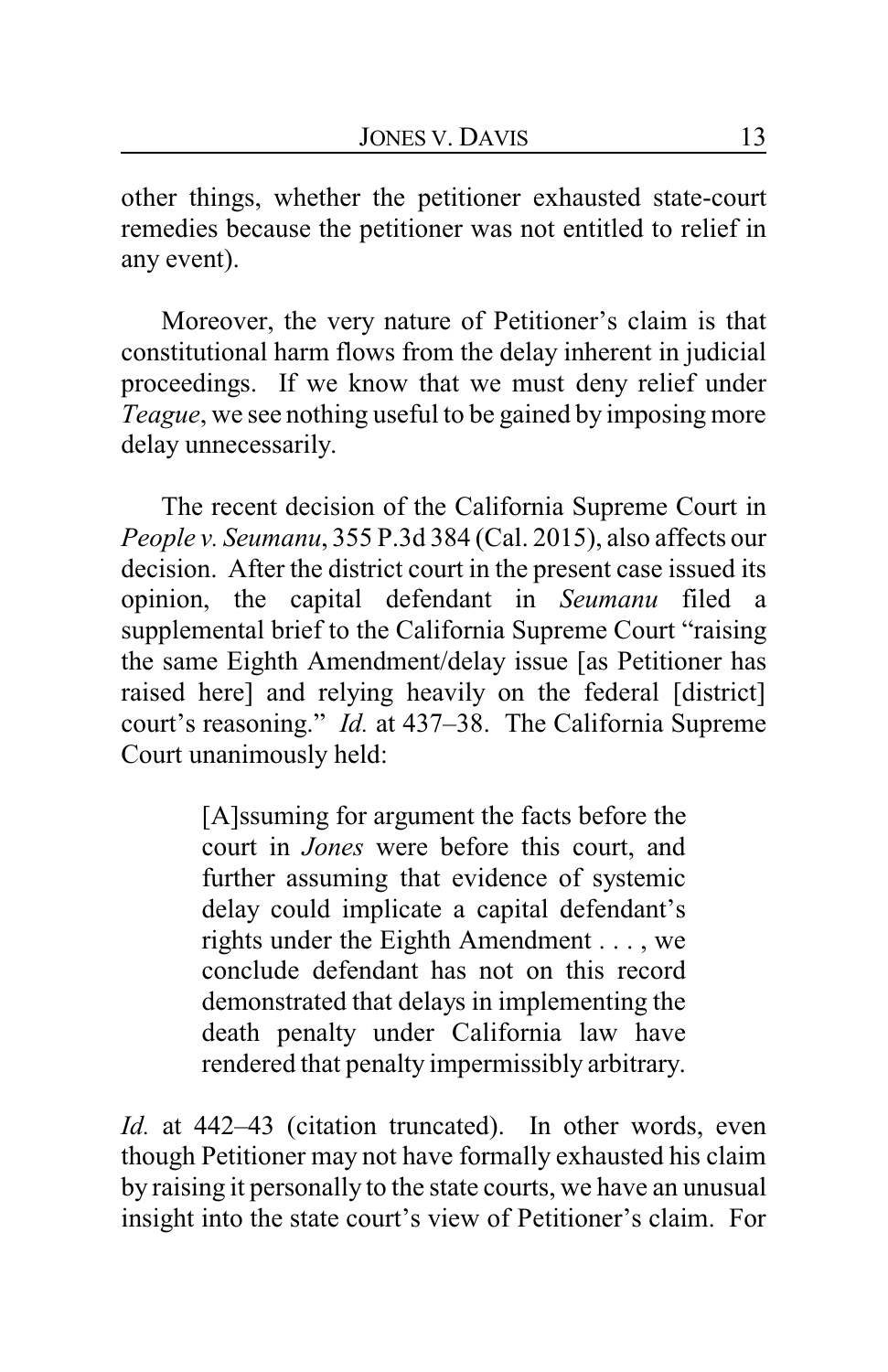other things, whether the petitioner exhausted state-court remedies because the petitioner was not entitled to relief in any event).

Moreover, the very nature of Petitioner's claim is that constitutional harm flows from the delay inherent in judicial proceedings. If we know that we must deny relief under *Teague*, we see nothing useful to be gained by imposing more delay unnecessarily.

The recent decision of the California Supreme Court in *People v. Seumanu*, 355 P.3d 384 (Cal. 2015), also affects our decision. After the district court in the present case issued its opinion, the capital defendant in *Seumanu* filed a supplemental brief to the California Supreme Court "raising the same Eighth Amendment/delay issue [as Petitioner has raised here] and relying heavily on the federal [district] court's reasoning." *Id.* at 437–38. The California Supreme Court unanimously held:

> [A]ssuming for argument the facts before the court in *Jones* were before this court, and further assuming that evidence of systemic delay could implicate a capital defendant's rights under the Eighth Amendment . . . , we conclude defendant has not on this record demonstrated that delays in implementing the death penalty under California law have rendered that penalty impermissibly arbitrary.

*Id.* at 442–43 (citation truncated). In other words, even though Petitioner may not have formally exhausted his claim by raising it personally to the state courts, we have an unusual insight into the state court's view of Petitioner's claim. For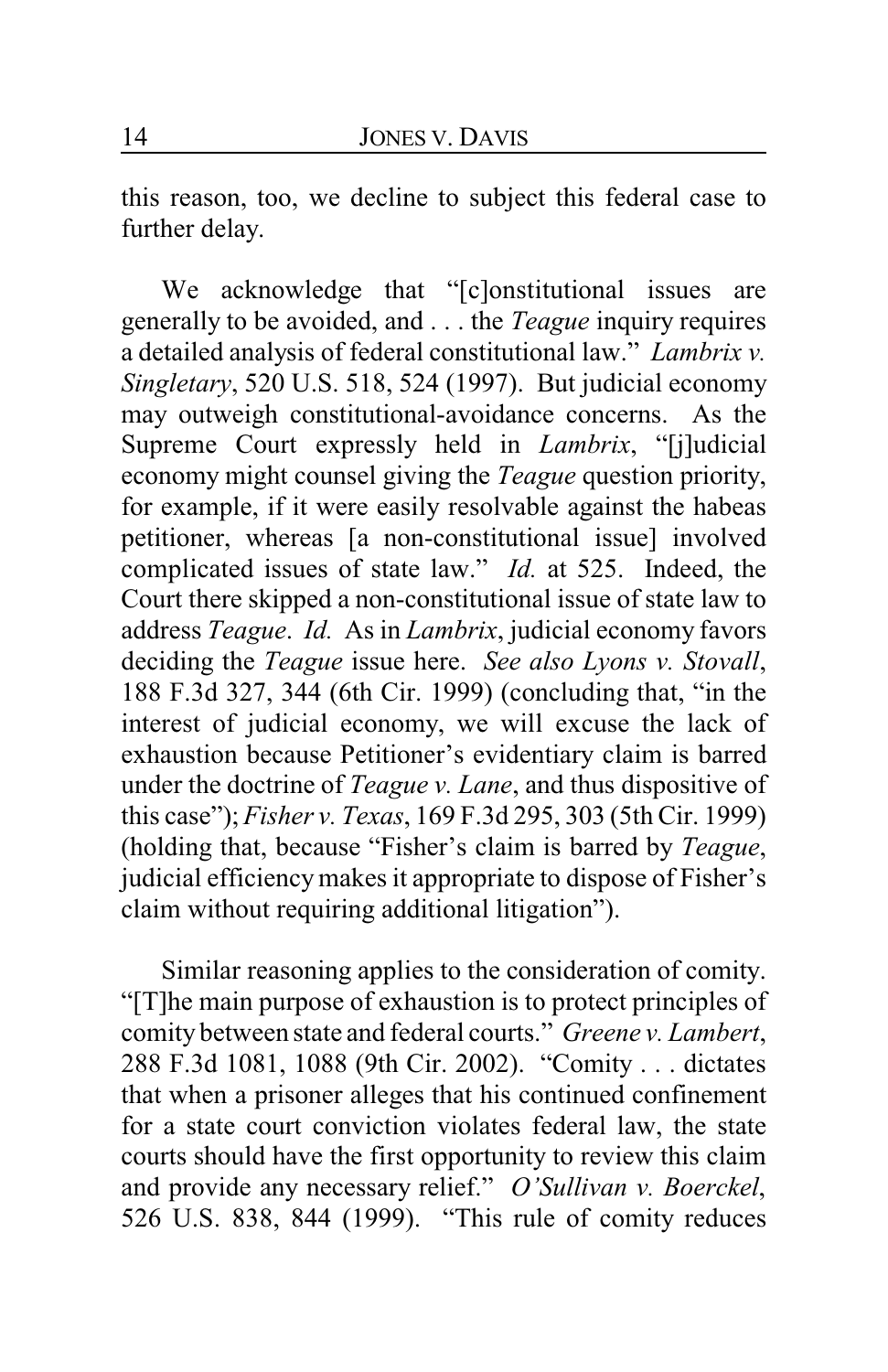this reason, too, we decline to subject this federal case to further delay.

We acknowledge that "[c]onstitutional issues are generally to be avoided, and . . . the *Teague* inquiry requires a detailed analysis of federal constitutional law." *Lambrix v. Singletary*, 520 U.S. 518, 524 (1997). But judicial economy may outweigh constitutional-avoidance concerns. As the Supreme Court expressly held in *Lambrix*, "[j]udicial economy might counsel giving the *Teague* question priority, for example, if it were easily resolvable against the habeas petitioner, whereas [a non-constitutional issue] involved complicated issues of state law." *Id.* at 525. Indeed, the Court there skipped a non-constitutional issue of state law to address *Teague*. *Id.* As in *Lambrix*, judicial economy favors deciding the *Teague* issue here. *See also Lyons v. Stovall*, 188 F.3d 327, 344 (6th Cir. 1999) (concluding that, "in the interest of judicial economy, we will excuse the lack of exhaustion because Petitioner's evidentiary claim is barred under the doctrine of *Teague v. Lane*, and thus dispositive of this case"); *Fisher v. Texas*, 169 F.3d 295, 303 (5th Cir. 1999) (holding that, because "Fisher's claim is barred by *Teague*, judicial efficiency makes it appropriate to dispose of Fisher's claim without requiring additional litigation").

Similar reasoning applies to the consideration of comity. "[T]he main purpose of exhaustion is to protect principles of comity between state and federal courts." *Greene v. Lambert*, 288 F.3d 1081, 1088 (9th Cir. 2002). "Comity . . . dictates that when a prisoner alleges that his continued confinement for a state court conviction violates federal law, the state courts should have the first opportunity to review this claim and provide any necessary relief." *O'Sullivan v. Boerckel*, 526 U.S. 838, 844 (1999). "This rule of comity reduces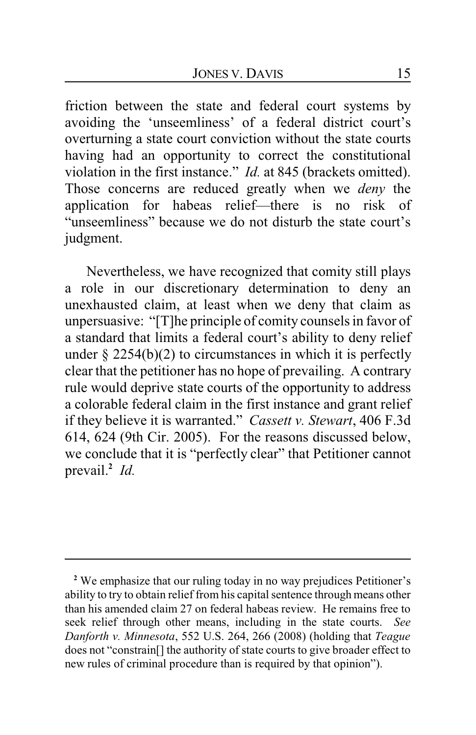friction between the state and federal court systems by avoiding the 'unseemliness' of a federal district court's overturning a state court conviction without the state courts having had an opportunity to correct the constitutional violation in the first instance." *Id.* at 845 (brackets omitted). Those concerns are reduced greatly when we *deny* the application for habeas relief—there is no risk of "unseemliness" because we do not disturb the state court's judgment.

Nevertheless, we have recognized that comity still plays a role in our discretionary determination to deny an unexhausted claim, at least when we deny that claim as unpersuasive: "[T]he principle of comity counsels in favor of a standard that limits a federal court's ability to deny relief under § 2254(b)(2) to circumstances in which it is perfectly clear that the petitioner has no hope of prevailing. A contrary rule would deprive state courts of the opportunity to address a colorable federal claim in the first instance and grant relief if they believe it is warranted." *Cassett v. Stewart*, 406 F.3d 614, 624 (9th Cir. 2005). For the reasons discussed below, we conclude that it is "perfectly clear" that Petitioner cannot prevail.[2] *Id.*

---

[2] We emphasize that our ruling today in no way prejudices Petitioner's ability to try to obtain relief from his capital sentence through means other than his amended claim 27 on federal habeas review. He remains free to seek relief through other means, including in the state courts. *See Danforth v. Minnesota*, 552 U.S. 264, 266 (2008) (holding that *Teague* does not "constrain[] the authority of state courts to give broader effect to new rules of criminal procedure than is required by that opinion").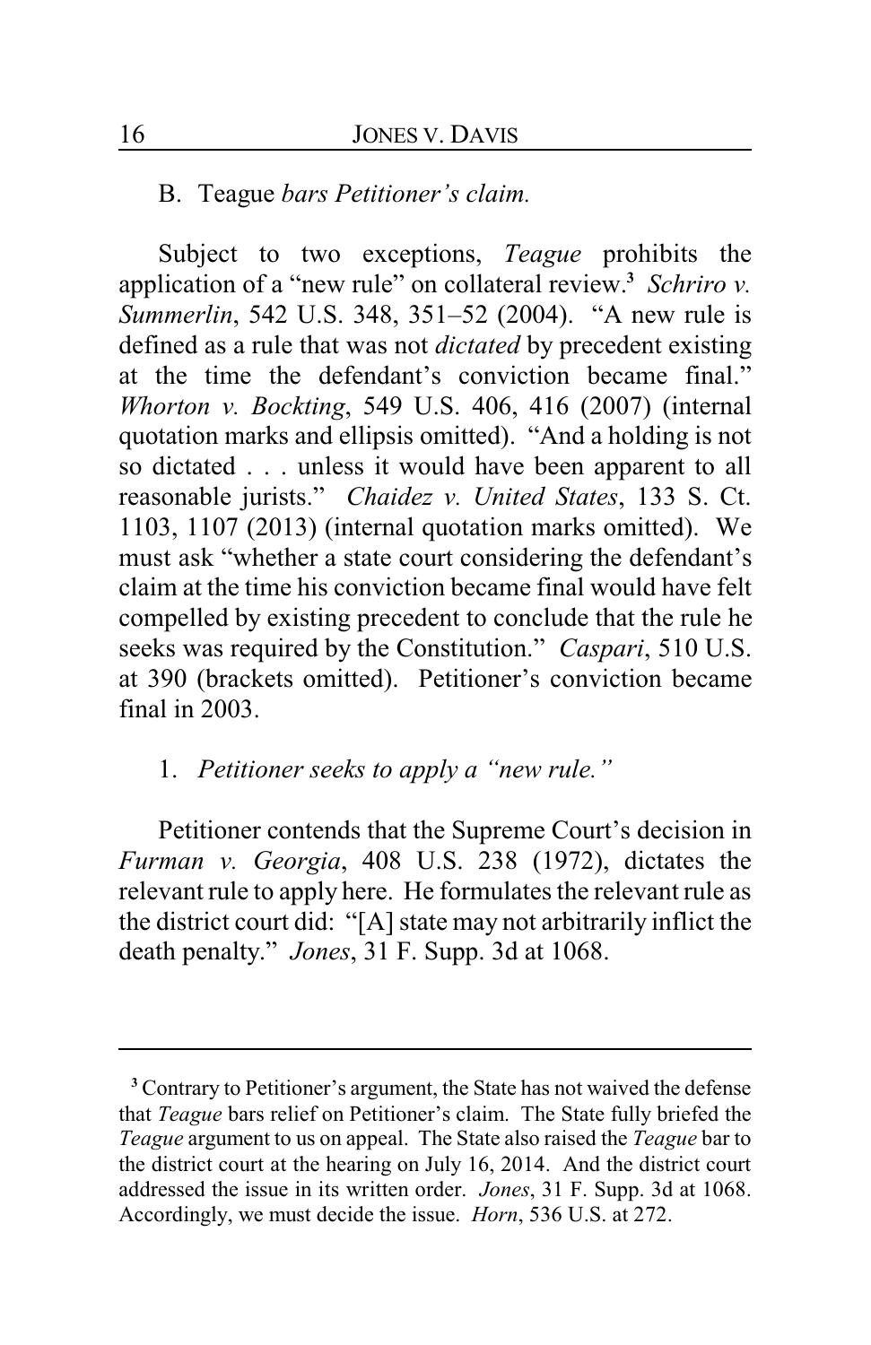### B. *Teague bars Petitioner's claim.*

Subject to two exceptions, *Teague* prohibits the application of a "new rule" on collateral review.[3] *Schriro v. Summerlin*, 542 U.S. 348, 351–52 (2004). "A new rule is defined as a rule that was not *dictated* by precedent existing at the time the defendant's conviction became final." *Whorton v. Bockting*, 549 U.S. 406, 416 (2007) (internal quotation marks and ellipsis omitted). "And a holding is not so dictated . . . unless it would have been apparent to all reasonable jurists." *Chaidez v. United States*, 133 S. Ct. 1103, 1107 (2013) (internal quotation marks omitted). We must ask "whether a state court considering the defendant's claim at the time his conviction became final would have felt compelled by existing precedent to conclude that the rule he seeks was required by the Constitution." *Caspari*, 510 U.S. at 390 (brackets omitted). Petitioner's conviction became final in 2003.

#### 1. *Petitioner seeks to apply a "new rule."*

Petitioner contends that the Supreme Court's decision in *Furman v. Georgia*, 408 U.S. 238 (1972), dictates the relevant rule to apply here. He formulates the relevant rule as the district court did: "[A] state may not arbitrarily inflict the death penalty." *Jones*, 31 F. Supp. 3d at 1068.

---

[3] Contrary to Petitioner's argument, the State has not waived the defense that *Teague* bars relief on Petitioner's claim. The State fully briefed the *Teague* argument to us on appeal. The State also raised the *Teague* bar to the district court at the hearing on July 16, 2014. And the district court addressed the issue in its written order. *Jones*, 31 F. Supp. 3d at 1068. Accordingly, we must decide the issue. *Horn*, 536 U.S. at 272.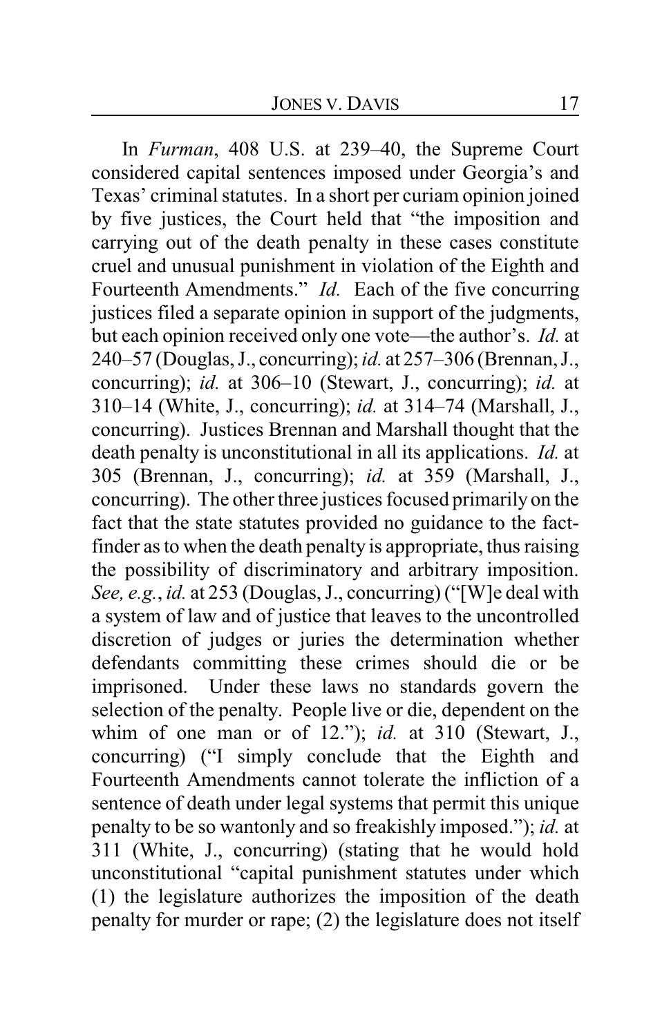In *Furman*, 408 U.S. at 239–40, the Supreme Court considered capital sentences imposed under Georgia's and Texas' criminal statutes. In a short per curiam opinion joined by five justices, the Court held that "the imposition and carrying out of the death penalty in these cases constitute cruel and unusual punishment in violation of the Eighth and Fourteenth Amendments." *Id.* Each of the five concurring justices filed a separate opinion in support of the judgments, but each opinion received only one vote—the author's. *Id.* at 240–57 (Douglas, J., concurring); *id.* at 257–306 (Brennan, J., concurring); *id.* at 306–10 (Stewart, J., concurring); *id.* at 310–14 (White, J., concurring); *id.* at 314–74 (Marshall, J., concurring). Justices Brennan and Marshall thought that the death penalty is unconstitutional in all its applications. *Id.* at 305 (Brennan, J., concurring); *id.* at 359 (Marshall, J., concurring). The other three justices focused primarily on the fact that the state statutes provided no guidance to the fact-finder as to when the death penalty is appropriate, thus raising the possibility of discriminatory and arbitrary imposition. *See, e.g.*, *id.* at 253 (Douglas, J., concurring) ("[W]e deal with a system of law and of justice that leaves to the uncontrolled discretion of judges or juries the determination whether defendants committing these crimes should die or be imprisoned. Under these laws no standards govern the selection of the penalty. People live or die, dependent on the whim of one man or of 12."); *id.* at 310 (Stewart, J., concurring) ("I simply conclude that the Eighth and Fourteenth Amendments cannot tolerate the infliction of a sentence of death under legal systems that permit this unique penalty to be so wantonly and so freakishly imposed."); *id.* at 311 (White, J., concurring) (stating that he would hold unconstitutional "capital punishment statutes under which (1) the legislature authorizes the imposition of the death penalty for murder or rape; (2) the legislature does not itself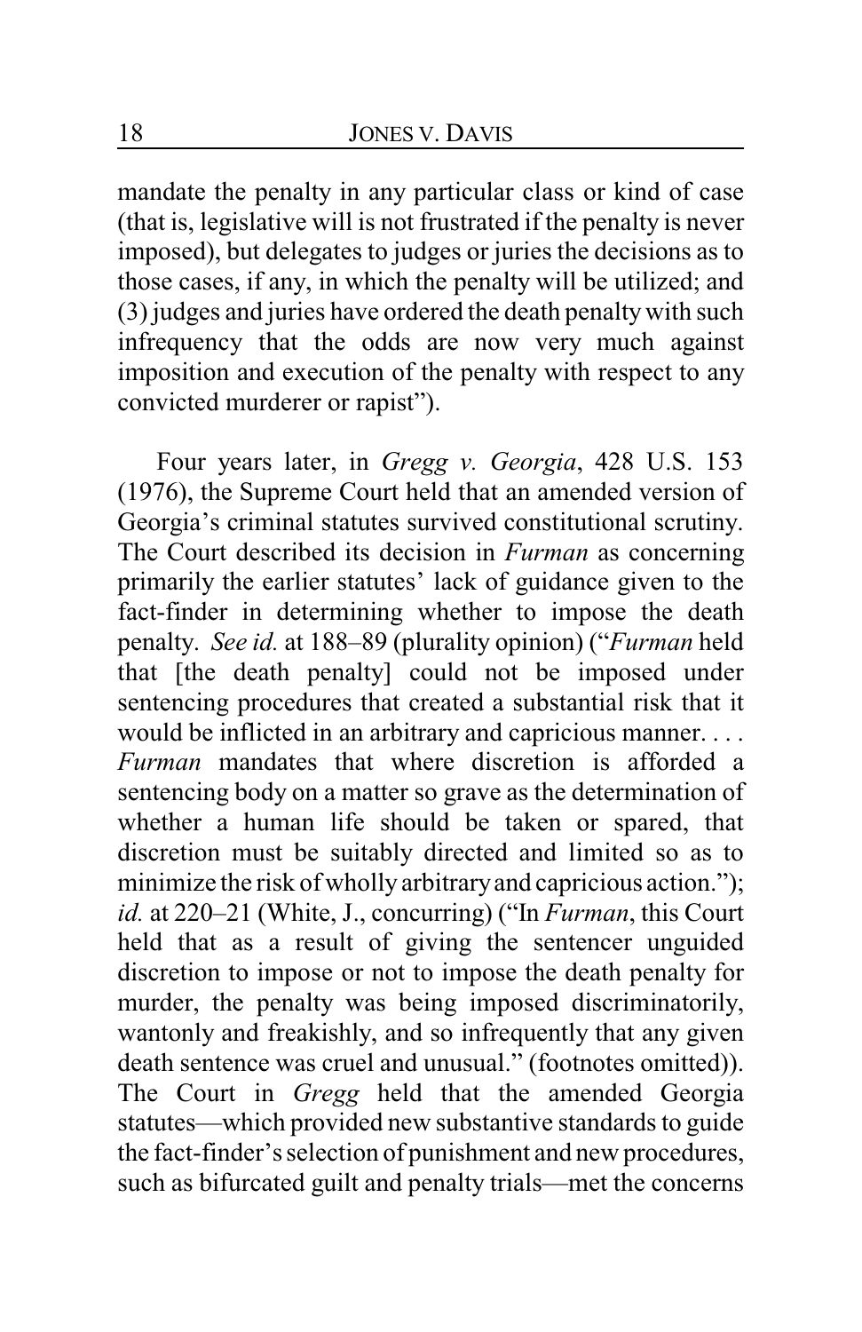mandate the penalty in any particular class or kind of case (that is, legislative will is not frustrated if the penalty is never imposed), but delegates to judges or juries the decisions as to those cases, if any, in which the penalty will be utilized; and (3) judges and juries have ordered the death penalty with such infrequency that the odds are now very much against imposition and execution of the penalty with respect to any convicted murderer or rapist").

Four years later, in *Gregg v. Georgia*, 428 U.S. 153 (1976), the Supreme Court held that an amended version of Georgia's criminal statutes survived constitutional scrutiny. The Court described its decision in *Furman* as concerning primarily the earlier statutes' lack of guidance given to the fact-finder in determining whether to impose the death penalty. *See id.* at 188–89 (plurality opinion) ("*Furman* held that [the death penalty] could not be imposed under sentencing procedures that created a substantial risk that it would be inflicted in an arbitrary and capricious manner. . . . *Furman* mandates that where discretion is afforded a sentencing body on a matter so grave as the determination of whether a human life should be taken or spared, that discretion must be suitably directed and limited so as to minimize the risk of wholly arbitrary and capricious action."); *id.* at 220–21 (White, J., concurring) ("In *Furman*, this Court held that as a result of giving the sentencer unguided discretion to impose or not to impose the death penalty for murder, the penalty was being imposed discriminatorily, wantonly and freakishly, and so infrequently that any given death sentence was cruel and unusual." (footnotes omitted)). The Court in *Gregg* held that the amended Georgia statutes—which provided new substantive standards to guide the fact-finder's selection of punishment and new procedures, such as bifurcated guilt and penalty trials—met the concerns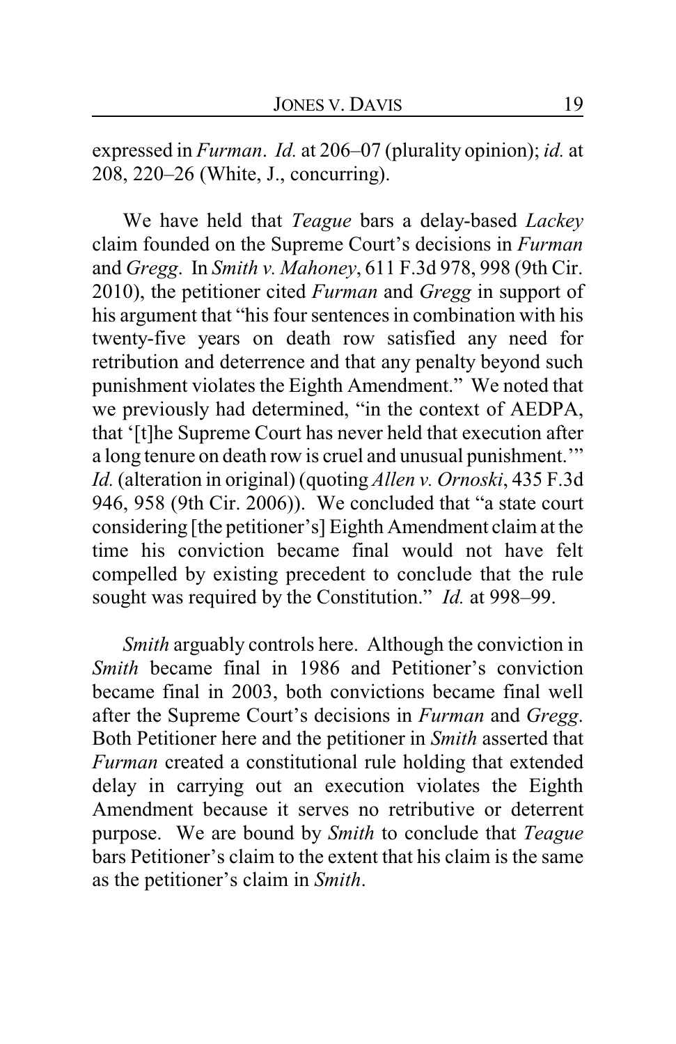expressed in *Furman*. *Id.* at 206–07 (plurality opinion); *id.* at 208, 220–26 (White, J., concurring).

We have held that *Teague* bars a delay-based *Lackey* claim founded on the Supreme Court's decisions in *Furman* and *Gregg*. In *Smith v. Mahoney*, 611 F.3d 978, 998 (9th Cir. 2010), the petitioner cited *Furman* and *Gregg* in support of his argument that "his four sentences in combination with his twenty-five years on death row satisfied any need for retribution and deterrence and that any penalty beyond such punishment violates the Eighth Amendment." We noted that we previously had determined, "in the context of AEDPA, that '[t]he Supreme Court has never held that execution after a long tenure on death row is cruel and unusual punishment.'" *Id.* (alteration in original) (quoting *Allen v. Ornoski*, 435 F.3d 946, 958 (9th Cir. 2006)). We concluded that "a state court considering [the petitioner's] Eighth Amendment claim at the time his conviction became final would not have felt compelled by existing precedent to conclude that the rule sought was required by the Constitution." *Id.* at 998–99.

*Smith* arguably controls here. Although the conviction in *Smith* became final in 1986 and Petitioner's conviction became final in 2003, both convictions became final well after the Supreme Court's decisions in *Furman* and *Gregg*. Both Petitioner here and the petitioner in *Smith* asserted that *Furman* created a constitutional rule holding that extended delay in carrying out an execution violates the Eighth Amendment because it serves no retributive or deterrent purpose. We are bound by *Smith* to conclude that *Teague* bars Petitioner's claim to the extent that his claim is the same as the petitioner's claim in *Smith*.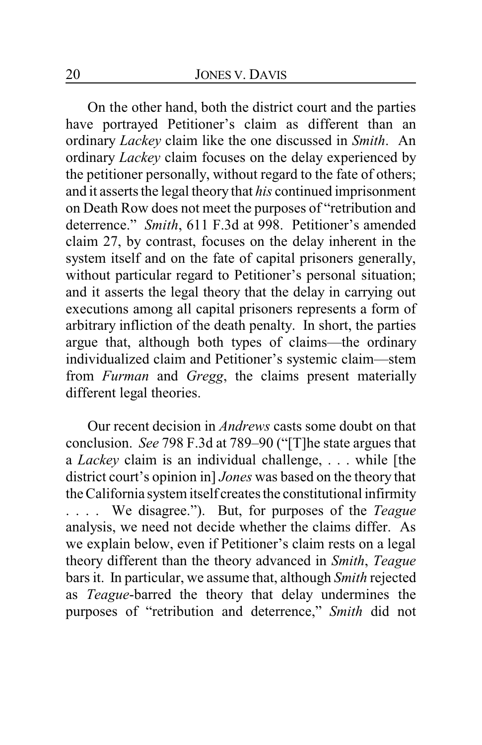On the other hand, both the district court and the parties have portrayed Petitioner's claim as different than an ordinary *Lackey* claim like the one discussed in *Smith*. An ordinary *Lackey* claim focuses on the delay experienced by the petitioner personally, without regard to the fate of others; and it asserts the legal theory that *his* continued imprisonment on Death Row does not meet the purposes of "retribution and deterrence." *Smith*, 611 F.3d at 998. Petitioner's amended claim 27, by contrast, focuses on the delay inherent in the system itself and on the fate of capital prisoners generally, without particular regard to Petitioner's personal situation; and it asserts the legal theory that the delay in carrying out executions among all capital prisoners represents a form of arbitrary infliction of the death penalty. In short, the parties argue that, although both types of claims—the ordinary individualized claim and Petitioner's systemic claim—stem from *Furman* and *Gregg*, the claims present materially different legal theories.

Our recent decision in *Andrews* casts some doubt on that conclusion. *See* 798 F.3d at 789–90 ("[T]he state argues that a *Lackey* claim is an individual challenge, . . . while [the district court's opinion in] *Jones* was based on the theory that the California system itself creates the constitutional infirmity . . . . We disagree."). But, for purposes of the *Teague* analysis, we need not decide whether the claims differ. As we explain below, even if Petitioner's claim rests on a legal theory different than the theory advanced in *Smith*, *Teague* bars it. In particular, we assume that, although *Smith* rejected as *Teague*-barred the theory that delay undermines the purposes of "retribution and deterrence," *Smith* did not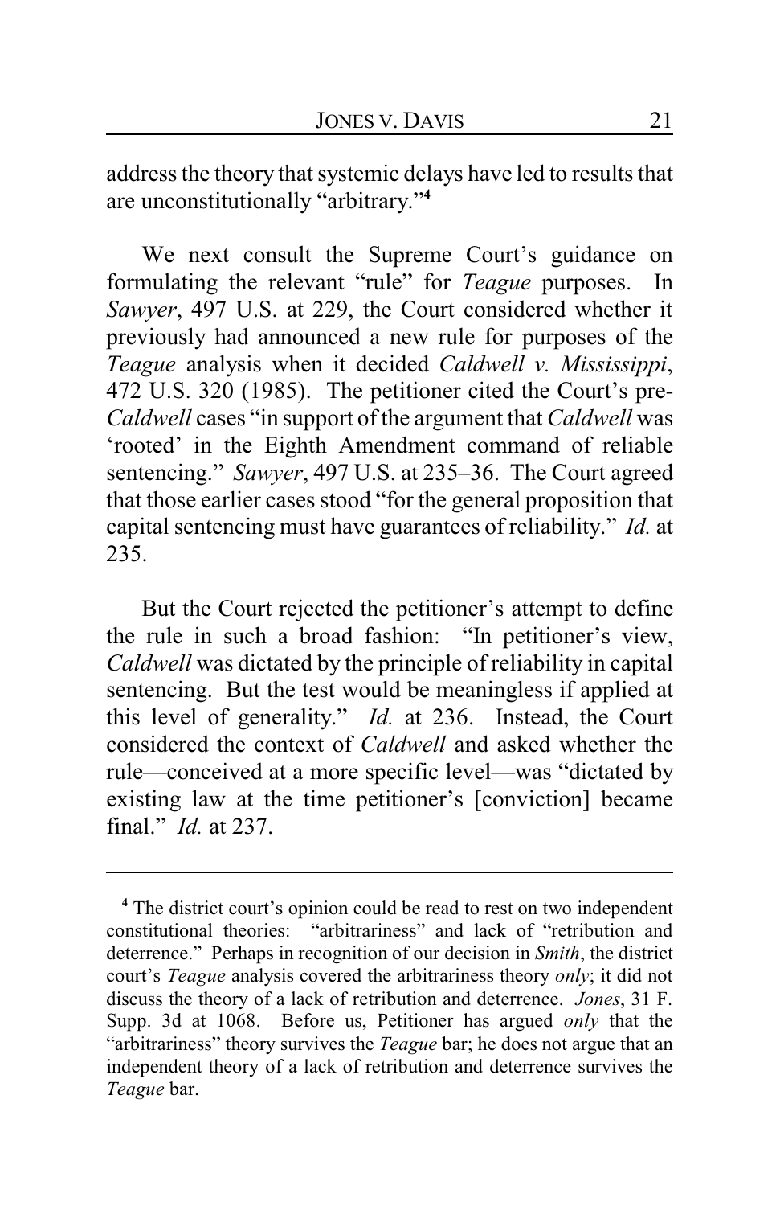address the theory that systemic delays have led to results that are unconstitutionally "arbitrary."[4]

We next consult the Supreme Court's guidance on formulating the relevant "rule" for *Teague* purposes. In *Sawyer*, 497 U.S. at 229, the Court considered whether it previously had announced a new rule for purposes of the *Teague* analysis when it decided *Caldwell v. Mississippi*, 472 U.S. 320 (1985). The petitioner cited the Court's pre-*Caldwell* cases "in support of the argument that *Caldwell* was 'rooted' in the Eighth Amendment command of reliable sentencing." *Sawyer*, 497 U.S. at 235–36. The Court agreed that those earlier cases stood "for the general proposition that capital sentencing must have guarantees of reliability." *Id.* at 235.

But the Court rejected the petitioner's attempt to define the rule in such a broad fashion: "In petitioner's view, *Caldwell* was dictated by the principle of reliability in capital sentencing. But the test would be meaningless if applied at this level of generality." *Id.* at 236. Instead, the Court considered the context of *Caldwell* and asked whether the rule—conceived at a more specific level—was "dictated by existing law at the time petitioner's [conviction] became final." *Id.* at 237.

---

[4] The district court's opinion could be read to rest on two independent constitutional theories: "arbitrariness" and lack of "retribution and deterrence." Perhaps in recognition of our decision in *Smith*, the district court's *Teague* analysis covered the arbitrariness theory *only*; it did not discuss the theory of a lack of retribution and deterrence. *Jones*, 31 F. Supp. 3d at 1068. Before us, Petitioner has argued *only* that the "arbitrariness" theory survives the *Teague* bar; he does not argue that an independent theory of a lack of retribution and deterrence survives the *Teague* bar.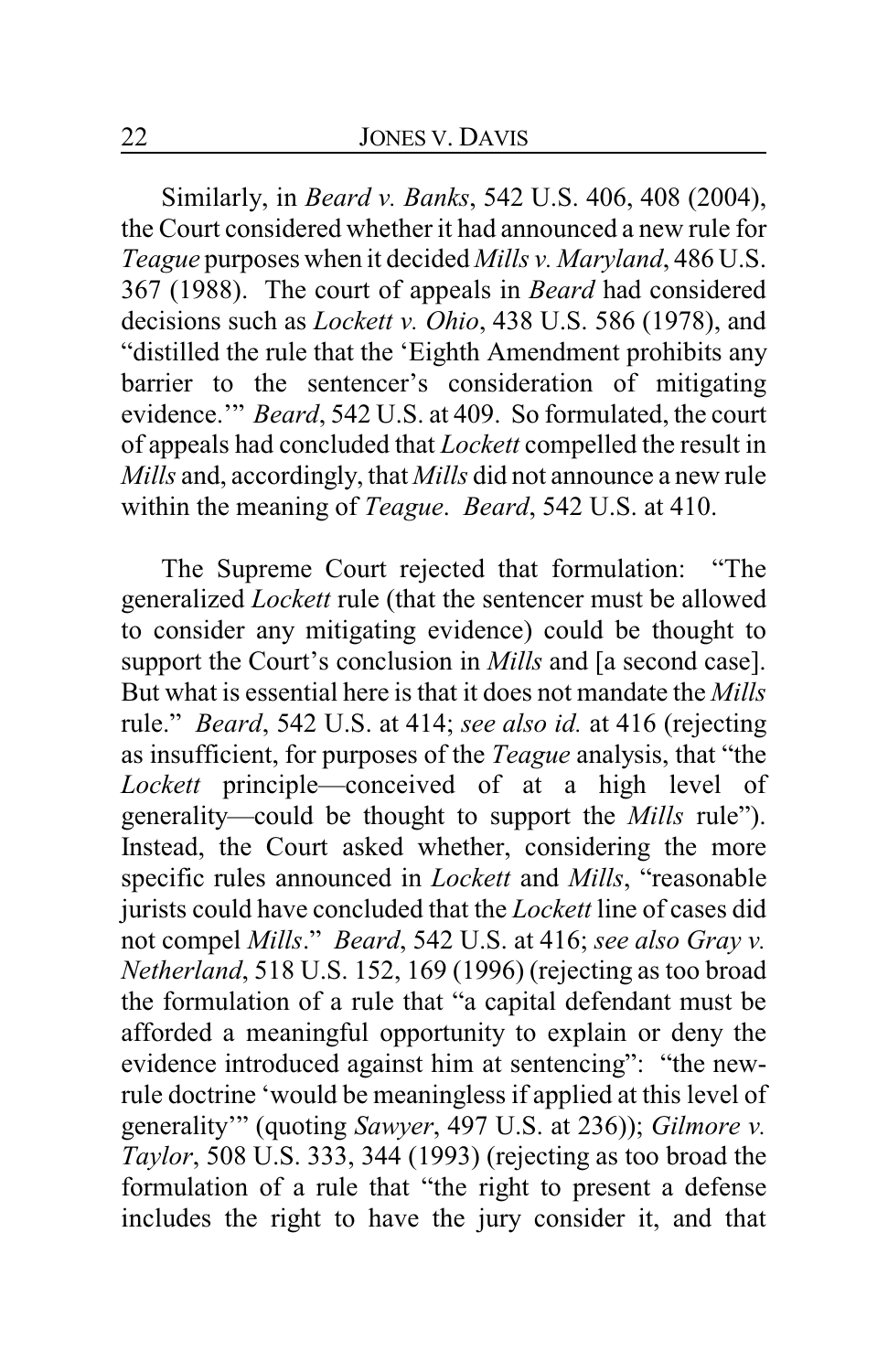Similarly, in *Beard v. Banks*, 542 U.S. 406, 408 (2004), the Court considered whether it had announced a new rule for *Teague* purposes when it decided *Mills v. Maryland*, 486 U.S. 367 (1988). The court of appeals in *Beard* had considered decisions such as *Lockett v. Ohio*, 438 U.S. 586 (1978), and "distilled the rule that the 'Eighth Amendment prohibits any barrier to the sentencer's consideration of mitigating evidence.'" *Beard*, 542 U.S. at 409. So formulated, the court of appeals had concluded that *Lockett* compelled the result in *Mills* and, accordingly, that *Mills* did not announce a new rule within the meaning of *Teague*. *Beard*, 542 U.S. at 410.

The Supreme Court rejected that formulation: "The generalized *Lockett* rule (that the sentencer must be allowed to consider any mitigating evidence) could be thought to support the Court's conclusion in *Mills* and [a second case]. But what is essential here is that it does not mandate the *Mills* rule." *Beard*, 542 U.S. at 414; *see also id.* at 416 (rejecting as insufficient, for purposes of the *Teague* analysis, that "the *Lockett* principle—conceived of at a high level of generality—could be thought to support the *Mills* rule"). Instead, the Court asked whether, considering the more specific rules announced in *Lockett* and *Mills*, "reasonable jurists could have concluded that the *Lockett* line of cases did not compel *Mills*." *Beard*, 542 U.S. at 416; *see also Gray v. Netherland*, 518 U.S. 152, 169 (1996) (rejecting as too broad the formulation of a rule that "a capital defendant must be afforded a meaningful opportunity to explain or deny the evidence introduced against him at sentencing": "the new-rule doctrine 'would be meaningless if applied at this level of generality'" (quoting *Sawyer*, 497 U.S. at 236)); *Gilmore v. Taylor*, 508 U.S. 333, 344 (1993) (rejecting as too broad the formulation of a rule that "the right to present a defense includes the right to have the jury consider it, and that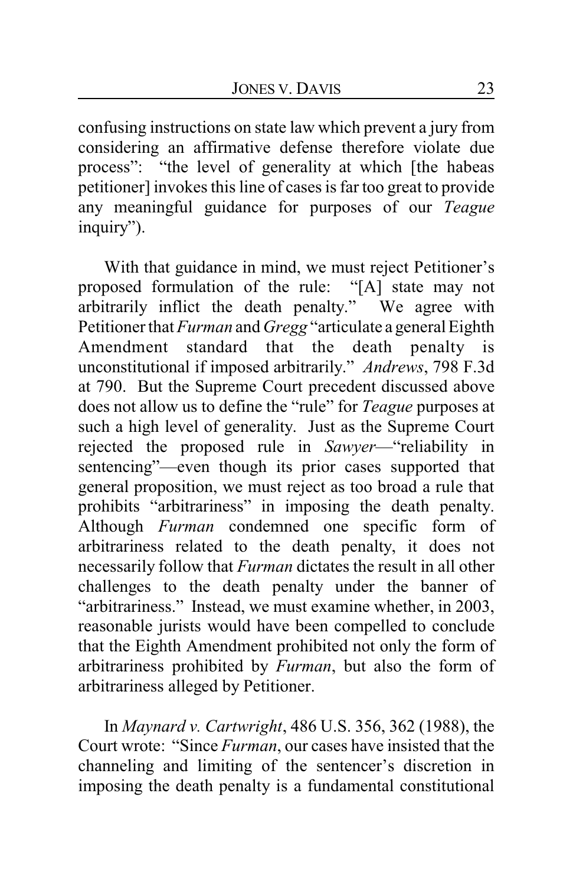confusing instructions on state law which prevent a jury from considering an affirmative defense therefore violate due process": "the level of generality at which [the habeas petitioner] invokes this line of cases is far too great to provide any meaningful guidance for purposes of our *Teague* inquiry").

With that guidance in mind, we must reject Petitioner's proposed formulation of the rule: "[A] state may not arbitrarily inflict the death penalty." We agree with Petitioner that *Furman* and *Gregg* "articulate a general Eighth Amendment standard that the death penalty is unconstitutional if imposed arbitrarily." *Andrews*, 798 F.3d at 790. But the Supreme Court precedent discussed above does not allow us to define the "rule" for *Teague* purposes at such a high level of generality. Just as the Supreme Court rejected the proposed rule in *Sawyer*—"reliability in sentencing"—even though its prior cases supported that general proposition, we must reject as too broad a rule that prohibits "arbitrariness" in imposing the death penalty. Although *Furman* condemned one specific form of arbitrariness related to the death penalty, it does not necessarily follow that *Furman* dictates the result in all other challenges to the death penalty under the banner of "arbitrariness." Instead, we must examine whether, in 2003, reasonable jurists would have been compelled to conclude that the Eighth Amendment prohibited not only the form of arbitrariness prohibited by *Furman*, but also the form of arbitrariness alleged by Petitioner.

In *Maynard v. Cartwright*, 486 U.S. 356, 362 (1988), the Court wrote: "Since *Furman*, our cases have insisted that the channeling and limiting of the sentencer's discretion in imposing the death penalty is a fundamental constitutional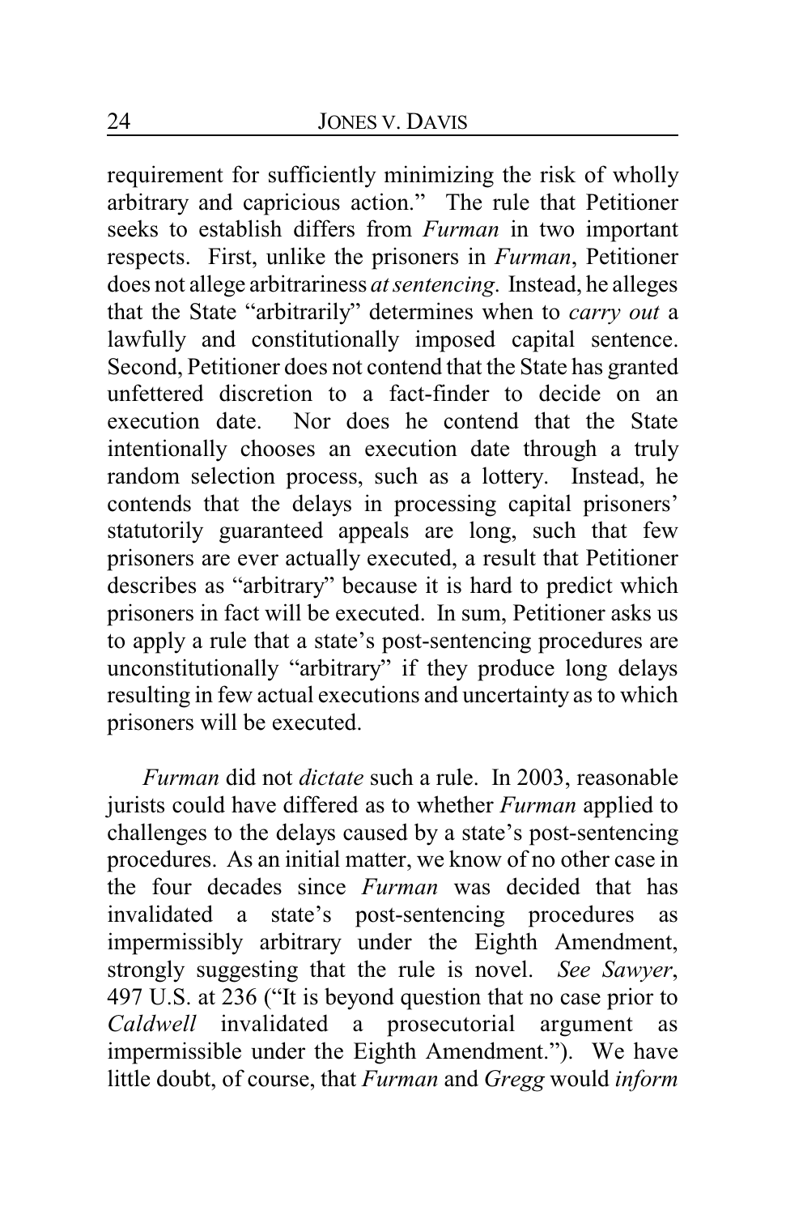requirement for sufficiently minimizing the risk of wholly arbitrary and capricious action." The rule that Petitioner seeks to establish differs from *Furman* in two important respects. First, unlike the prisoners in *Furman*, Petitioner does not allege arbitrariness *at sentencing*. Instead, he alleges that the State "arbitrarily" determines when to *carry out* a lawfully and constitutionally imposed capital sentence. Second, Petitioner does not contend that the State has granted unfettered discretion to a fact-finder to decide on an execution date. Nor does he contend that the State intentionally chooses an execution date through a truly random selection process, such as a lottery. Instead, he contends that the delays in processing capital prisoners' statutorily guaranteed appeals are long, such that few prisoners are ever actually executed, a result that Petitioner describes as "arbitrary" because it is hard to predict which prisoners in fact will be executed. In sum, Petitioner asks us to apply a rule that a state's post-sentencing procedures are unconstitutionally "arbitrary" if they produce long delays resulting in few actual executions and uncertainty as to which prisoners will be executed.

*Furman* did not *dictate* such a rule. In 2003, reasonable jurists could have differed as to whether *Furman* applied to challenges to the delays caused by a state's post-sentencing procedures. As an initial matter, we know of no other case in the four decades since *Furman* was decided that has invalidated a state's post-sentencing procedures as impermissibly arbitrary under the Eighth Amendment, strongly suggesting that the rule is novel. *See Sawyer*, 497 U.S. at 236 ("It is beyond question that no case prior to *Caldwell* invalidated a prosecutorial argument as impermissible under the Eighth Amendment."). We have little doubt, of course, that *Furman* and *Gregg* would *inform*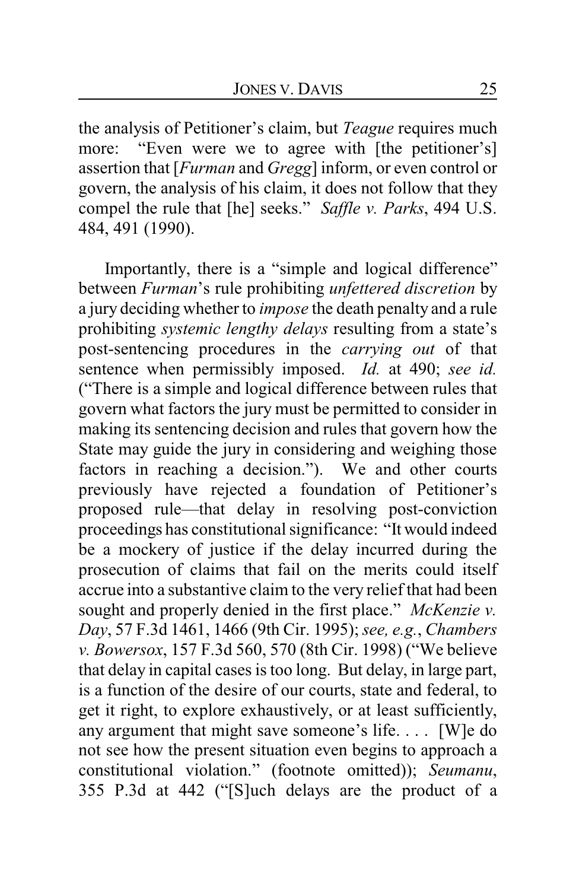the analysis of Petitioner's claim, but *Teague* requires much more: "Even were we to agree with [the petitioner's] assertion that [*Furman* and *Gregg*] inform, or even control or govern, the analysis of his claim, it does not follow that they compel the rule that [he] seeks." *Saffle v. Parks*, 494 U.S. 484, 491 (1990).

Importantly, there is a "simple and logical difference" between *Furman*'s rule prohibiting *unfettered discretion* by a jury deciding whether to *impose* the death penalty and a rule prohibiting *systemic lengthy delays* resulting from a state's post-sentencing procedures in the *carrying out* of that sentence when permissibly imposed. *Id.* at 490; *see id.* ("There is a simple and logical difference between rules that govern what factors the jury must be permitted to consider in making its sentencing decision and rules that govern how the State may guide the jury in considering and weighing those factors in reaching a decision."). We and other courts previously have rejected a foundation of Petitioner's proposed rule—that delay in resolving post-conviction proceedings has constitutional significance: "It would indeed be a mockery of justice if the delay incurred during the prosecution of claims that fail on the merits could itself accrue into a substantive claim to the very relief that had been sought and properly denied in the first place." *McKenzie v. Day*, 57 F.3d 1461, 1466 (9th Cir. 1995); *see, e.g.*, *Chambers v. Bowersox*, 157 F.3d 560, 570 (8th Cir. 1998) ("We believe that delay in capital cases is too long. But delay, in large part, is a function of the desire of our courts, state and federal, to get it right, to explore exhaustively, or at least sufficiently, any argument that might save someone's life. . . . [W]e do not see how the present situation even begins to approach a constitutional violation." (footnote omitted)); *Seumanu*, 355 P.3d at 442 ("[S]uch delays are the product of a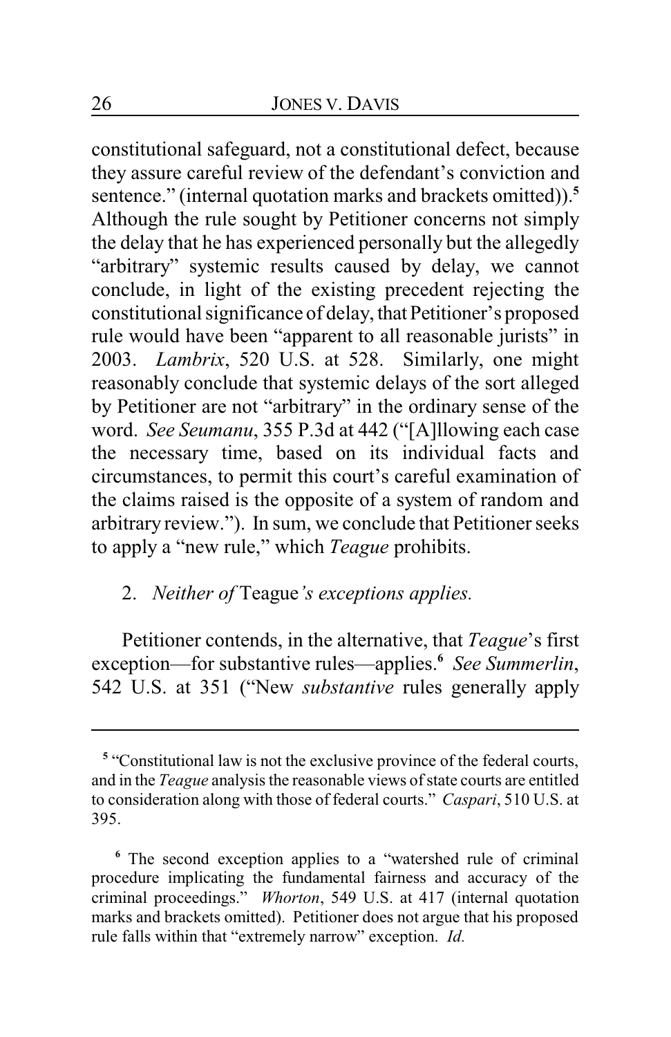constitutional safeguard, not a constitutional defect, because they assure careful review of the defendant's conviction and sentence." (internal quotation marks and brackets omitted)).[5] Although the rule sought by Petitioner concerns not simply the delay that he has experienced personally but the allegedly "arbitrary" systemic results caused by delay, we cannot conclude, in light of the existing precedent rejecting the constitutional significance of delay, that Petitioner's proposed rule would have been "apparent to all reasonable jurists" in 2003. *Lambrix*, 520 U.S. at 528. Similarly, one might reasonably conclude that systemic delays of the sort alleged by Petitioner are not "arbitrary" in the ordinary sense of the word. *See Seumanu*, 355 P.3d at 442 ("[A]llowing each case the necessary time, based on its individual facts and circumstances, to permit this court's careful examination of the claims raised is the opposite of a system of random and arbitrary review."). In sum, we conclude that Petitioner seeks to apply a "new rule," which *Teague* prohibits.

2. *Neither of* Teague*'s exceptions applies.*

Petitioner contends, in the alternative, that *Teague*'s first exception—for substantive rules—applies.[6] *See Summerlin*, 542 U.S. at 351 ("New *substantive* rules generally apply

---

[5] "Constitutional law is not the exclusive province of the federal courts, and in the *Teague* analysis the reasonable views of state courts are entitled to consideration along with those of federal courts." *Caspari*, 510 U.S. at 395.

[6] The second exception applies to a "watershed rule of criminal procedure implicating the fundamental fairness and accuracy of the criminal proceedings." *Whorton*, 549 U.S. at 417 (internal quotation marks and brackets omitted). Petitioner does not argue that his proposed rule falls within that "extremely narrow" exception. *Id.*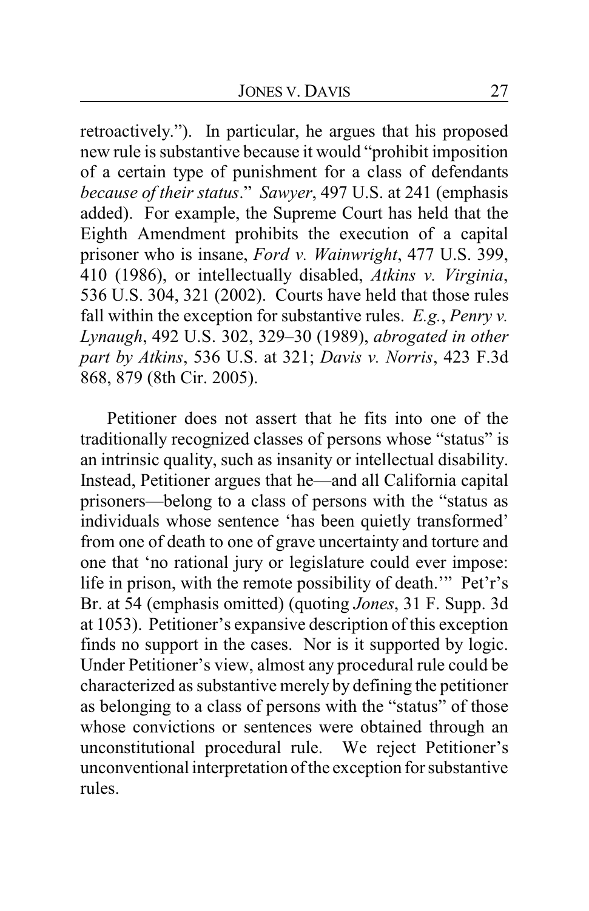retroactively."). In particular, he argues that his proposed new rule is substantive because it would "prohibit imposition of a certain type of punishment for a class of defendants *because of their status*." *Sawyer*, 497 U.S. at 241 (emphasis added). For example, the Supreme Court has held that the Eighth Amendment prohibits the execution of a capital prisoner who is insane, *Ford v. Wainwright*, 477 U.S. 399, 410 (1986), or intellectually disabled, *Atkins v. Virginia*, 536 U.S. 304, 321 (2002). Courts have held that those rules fall within the exception for substantive rules. *E.g.*, *Penry v. Lynaugh*, 492 U.S. 302, 329–30 (1989), *abrogated in other part by Atkins*, 536 U.S. at 321; *Davis v. Norris*, 423 F.3d 868, 879 (8th Cir. 2005).

Petitioner does not assert that he fits into one of the traditionally recognized classes of persons whose "status" is an intrinsic quality, such as insanity or intellectual disability. Instead, Petitioner argues that he—and all California capital prisoners—belong to a class of persons with the "status as individuals whose sentence 'has been quietly transformed' from one of death to one of grave uncertainty and torture and one that 'no rational jury or legislature could ever impose: life in prison, with the remote possibility of death.'" Pet'r's Br. at 54 (emphasis omitted) (quoting *Jones*, 31 F. Supp. 3d at 1053). Petitioner's expansive description of this exception finds no support in the cases. Nor is it supported by logic. Under Petitioner's view, almost any procedural rule could be characterized as substantive merely by defining the petitioner as belonging to a class of persons with the "status" of those whose convictions or sentences were obtained through an unconstitutional procedural rule. We reject Petitioner's unconventional interpretation of the exception for substantive rules.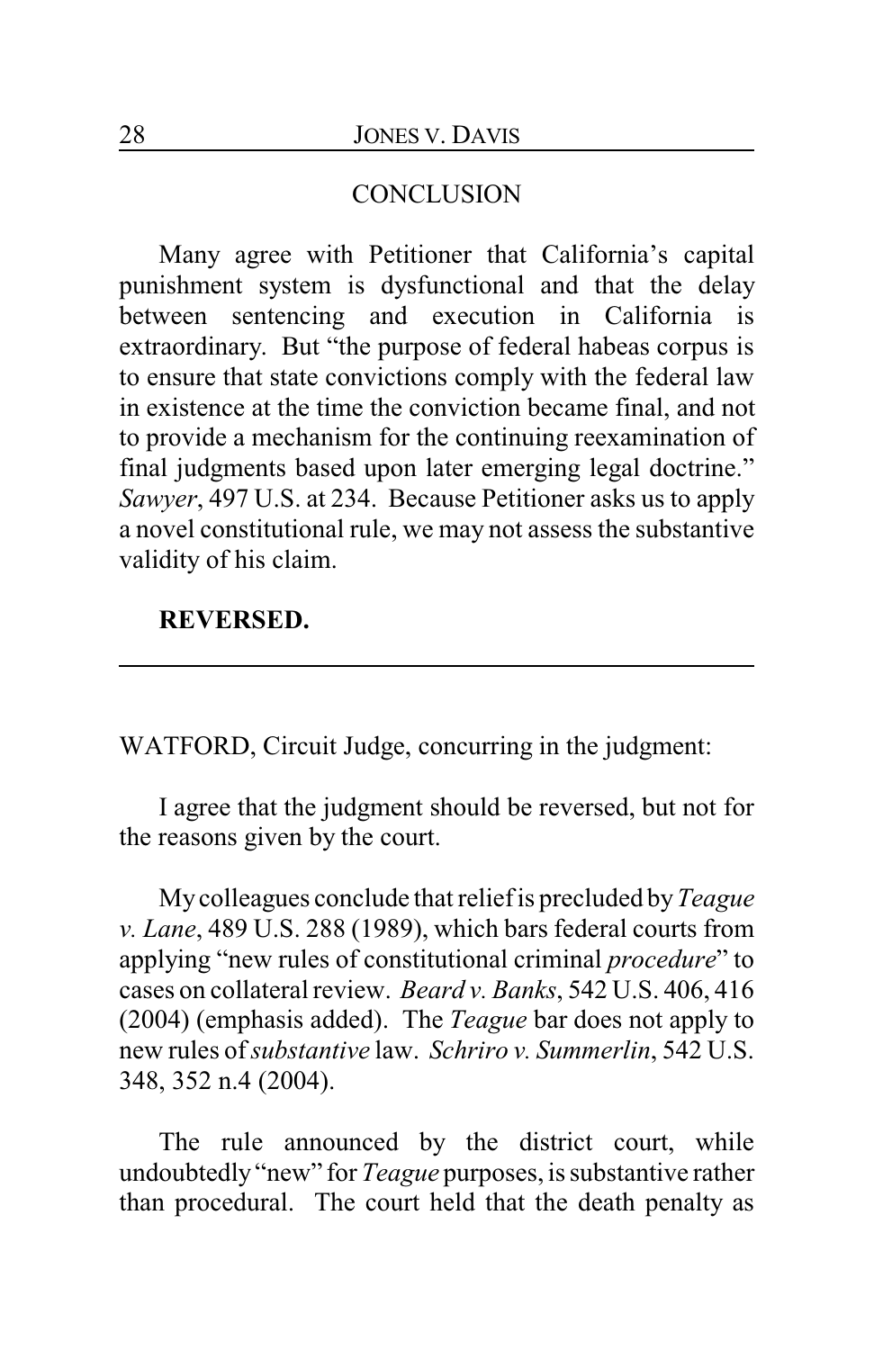## CONCLUSION

Many agree with Petitioner that California's capital punishment system is dysfunctional and that the delay between sentencing and execution in California is extraordinary. But "the purpose of federal habeas corpus is to ensure that state convictions comply with the federal law in existence at the time the conviction became final, and not to provide a mechanism for the continuing reexamination of final judgments based upon later emerging legal doctrine." *Sawyer*, 497 U.S. at 234. Because Petitioner asks us to apply a novel constitutional rule, we may not assess the substantive validity of his claim.

**REVERSED.**

---

WATFORD, Circuit Judge, concurring in the judgment:

I agree that the judgment should be reversed, but not for the reasons given by the court.

My colleagues conclude that relief is precluded by *Teague v. Lane*, 489 U.S. 288 (1989), which bars federal courts from applying "new rules of constitutional criminal *procedure*" to cases on collateral review. *Beard v. Banks*, 542 U.S. 406, 416 (2004) (emphasis added). The *Teague* bar does not apply to new rules of *substantive* law. *Schriro v. Summerlin*, 542 U.S. 348, 352 n.4 (2004).

The rule announced by the district court, while undoubtedly "new" for *Teague* purposes, is substantive rather than procedural. The court held that the death penalty as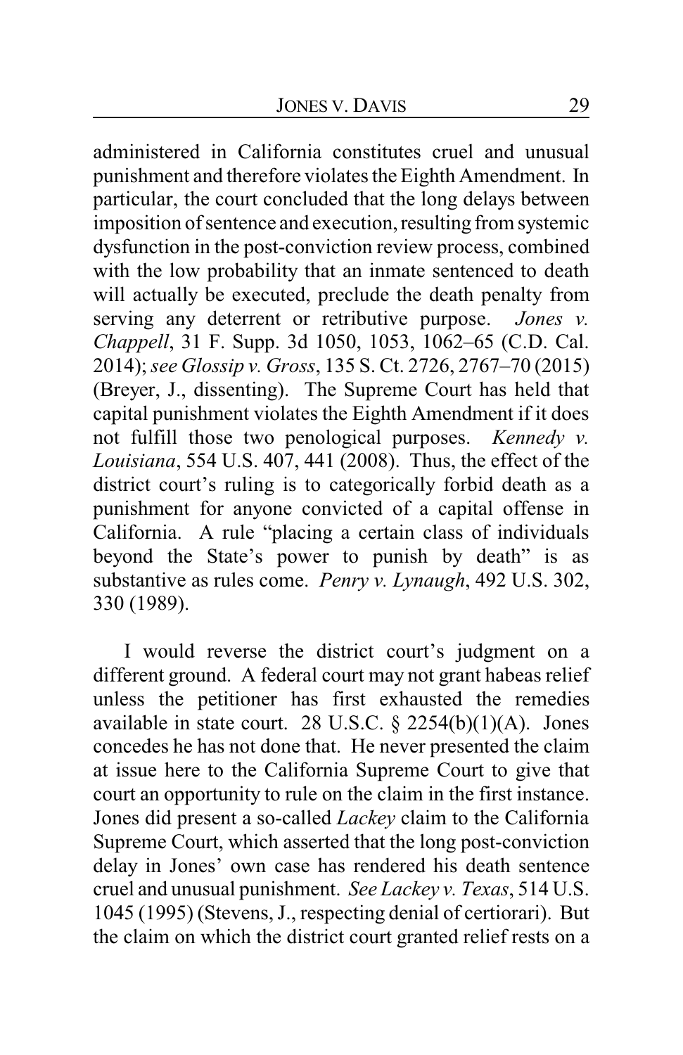administered in California constitutes cruel and unusual punishment and therefore violates the Eighth Amendment. In particular, the court concluded that the long delays between imposition of sentence and execution, resulting from systemic dysfunction in the post-conviction review process, combined with the low probability that an inmate sentenced to death will actually be executed, preclude the death penalty from serving any deterrent or retributive purpose. *Jones v. Chappell*, 31 F. Supp. 3d 1050, 1053, 1062–65 (C.D. Cal. 2014); *see Glossip v. Gross*, 135 S. Ct. 2726, 2767–70 (2015) (Breyer, J., dissenting). The Supreme Court has held that capital punishment violates the Eighth Amendment if it does not fulfill those two penological purposes. *Kennedy v. Louisiana*, 554 U.S. 407, 441 (2008). Thus, the effect of the district court's ruling is to categorically forbid death as a punishment for anyone convicted of a capital offense in California. A rule "placing a certain class of individuals beyond the State's power to punish by death" is as substantive as rules come. *Penry v. Lynaugh*, 492 U.S. 302, 330 (1989).

I would reverse the district court's judgment on a different ground. A federal court may not grant habeas relief unless the petitioner has first exhausted the remedies available in state court. 28 U.S.C. § 2254(b)(1)(A). Jones concedes he has not done that. He never presented the claim at issue here to the California Supreme Court to give that court an opportunity to rule on the claim in the first instance. Jones did present a so-called *Lackey* claim to the California Supreme Court, which asserted that the long post-conviction delay in Jones' own case has rendered his death sentence cruel and unusual punishment. *See Lackey v. Texas*, 514 U.S. 1045 (1995) (Stevens, J., respecting denial of certiorari). But the claim on which the district court granted relief rests on a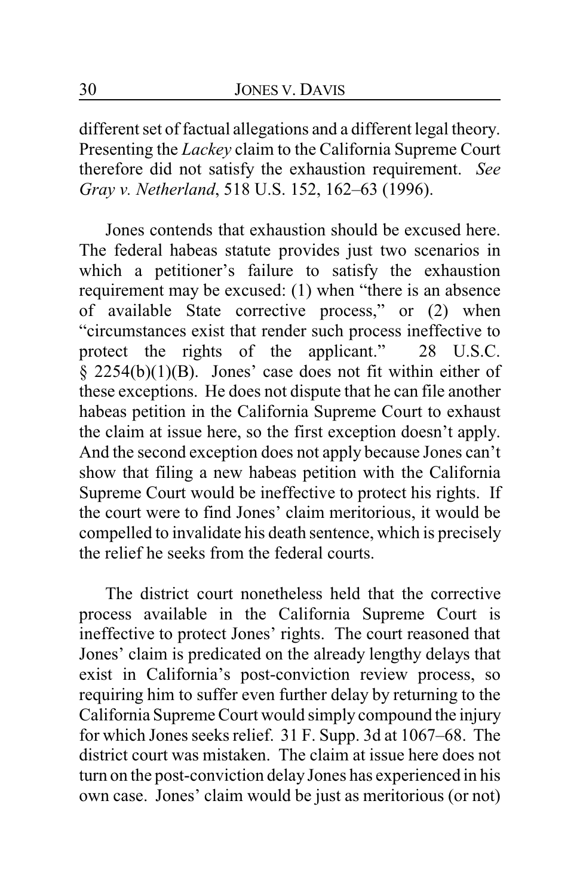different set of factual allegations and a different legal theory. Presenting the *Lackey* claim to the California Supreme Court therefore did not satisfy the exhaustion requirement. *See Gray v. Netherland*, 518 U.S. 152, 162–63 (1996).

Jones contends that exhaustion should be excused here. The federal habeas statute provides just two scenarios in which a petitioner's failure to satisfy the exhaustion requirement may be excused: (1) when "there is an absence of available State corrective process," or (2) when "circumstances exist that render such process ineffective to protect the rights of the applicant." 28 U.S.C. § 2254(b)(1)(B). Jones' case does not fit within either of these exceptions. He does not dispute that he can file another habeas petition in the California Supreme Court to exhaust the claim at issue here, so the first exception doesn't apply. And the second exception does not apply because Jones can't show that filing a new habeas petition with the California Supreme Court would be ineffective to protect his rights. If the court were to find Jones' claim meritorious, it would be compelled to invalidate his death sentence, which is precisely the relief he seeks from the federal courts.

The district court nonetheless held that the corrective process available in the California Supreme Court is ineffective to protect Jones' rights. The court reasoned that Jones' claim is predicated on the already lengthy delays that exist in California's post-conviction review process, so requiring him to suffer even further delay by returning to the California Supreme Court would simply compound the injury for which Jones seeks relief. 31 F. Supp. 3d at 1067–68. The district court was mistaken. The claim at issue here does not turn on the post-conviction delay Jones has experienced in his own case. Jones' claim would be just as meritorious (or not)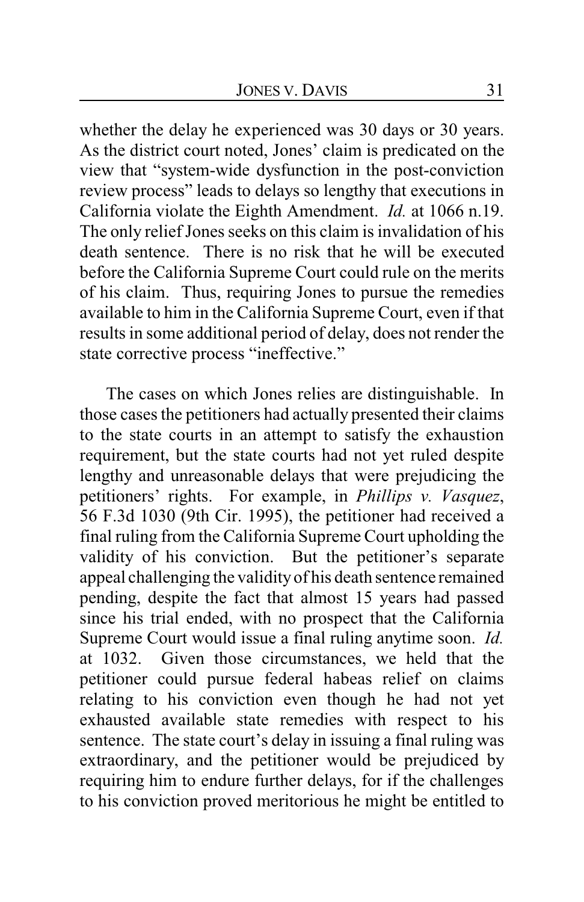whether the delay he experienced was 30 days or 30 years. As the district court noted, Jones' claim is predicated on the view that "system-wide dysfunction in the post-conviction review process" leads to delays so lengthy that executions in California violate the Eighth Amendment. *Id.* at 1066 n.19. The only relief Jones seeks on this claim is invalidation of his death sentence. There is no risk that he will be executed before the California Supreme Court could rule on the merits of his claim. Thus, requiring Jones to pursue the remedies available to him in the California Supreme Court, even if that results in some additional period of delay, does not render the state corrective process "ineffective."

The cases on which Jones relies are distinguishable. In those cases the petitioners had actually presented their claims to the state courts in an attempt to satisfy the exhaustion requirement, but the state courts had not yet ruled despite lengthy and unreasonable delays that were prejudicing the petitioners' rights. For example, in *Phillips v. Vasquez*, 56 F.3d 1030 (9th Cir. 1995), the petitioner had received a final ruling from the California Supreme Court upholding the validity of his conviction. But the petitioner's separate appeal challenging the validity of his death sentence remained pending, despite the fact that almost 15 years had passed since his trial ended, with no prospect that the California Supreme Court would issue a final ruling anytime soon. *Id.* at 1032. Given those circumstances, we held that the petitioner could pursue federal habeas relief on claims relating to his conviction even though he had not yet exhausted available state remedies with respect to his sentence. The state court's delay in issuing a final ruling was extraordinary, and the petitioner would be prejudiced by requiring him to endure further delays, for if the challenges to his conviction proved meritorious he might be entitled to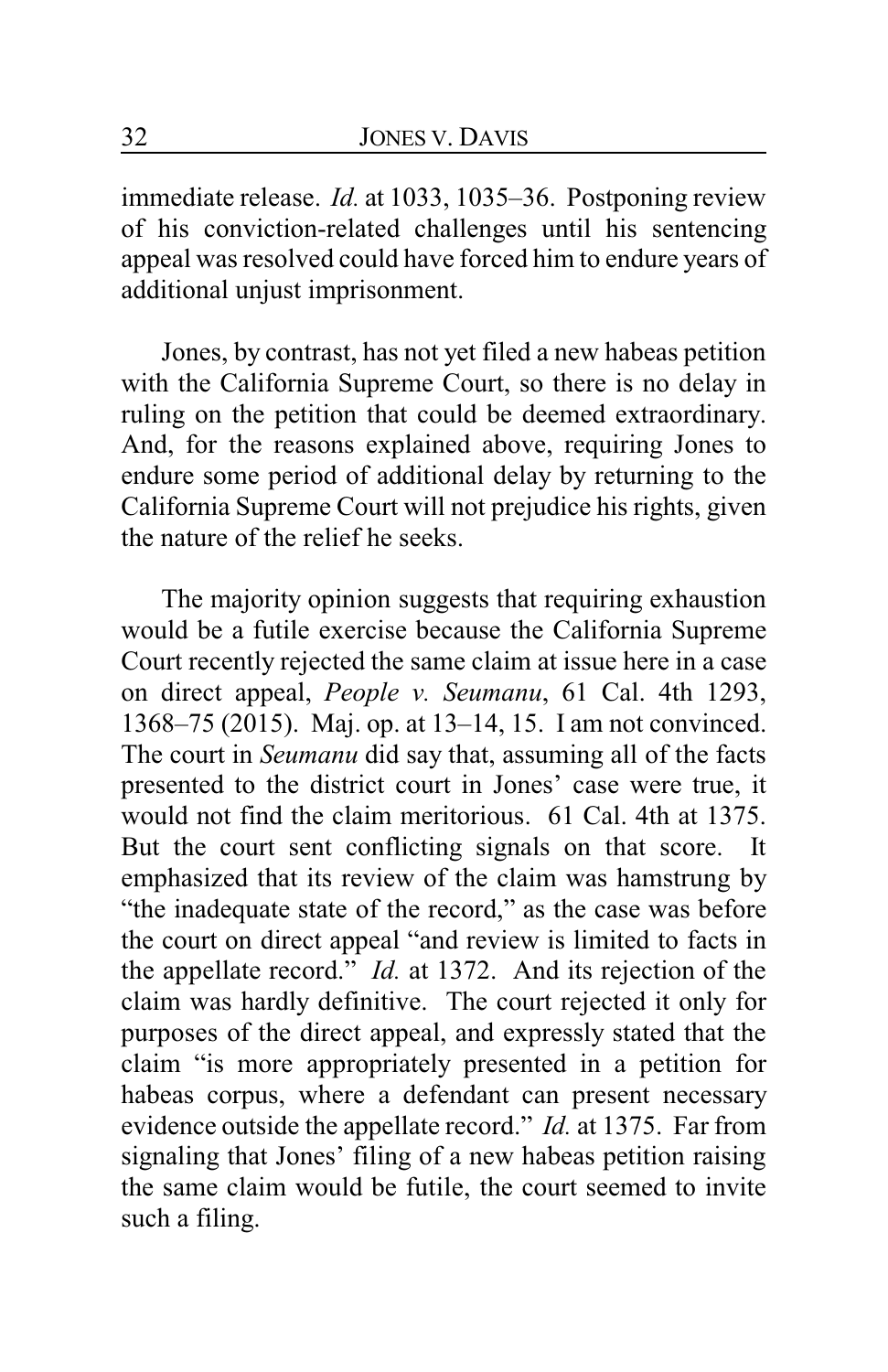immediate release. *Id.* at 1033, 1035–36. Postponing review of his conviction-related challenges until his sentencing appeal was resolved could have forced him to endure years of additional unjust imprisonment.

Jones, by contrast, has not yet filed a new habeas petition with the California Supreme Court, so there is no delay in ruling on the petition that could be deemed extraordinary. And, for the reasons explained above, requiring Jones to endure some period of additional delay by returning to the California Supreme Court will not prejudice his rights, given the nature of the relief he seeks.

The majority opinion suggests that requiring exhaustion would be a futile exercise because the California Supreme Court recently rejected the same claim at issue here in a case on direct appeal, *People v. Seumanu*, 61 Cal. 4th 1293, 1368–75 (2015). Maj. op. at 13–14, 15. I am not convinced. The court in *Seumanu* did say that, assuming all of the facts presented to the district court in Jones' case were true, it would not find the claim meritorious. 61 Cal. 4th at 1375. But the court sent conflicting signals on that score. It emphasized that its review of the claim was hamstrung by "the inadequate state of the record," as the case was before the court on direct appeal "and review is limited to facts in the appellate record." *Id.* at 1372. And its rejection of the claim was hardly definitive. The court rejected it only for purposes of the direct appeal, and expressly stated that the claim "is more appropriately presented in a petition for habeas corpus, where a defendant can present necessary evidence outside the appellate record." *Id.* at 1375. Far from signaling that Jones' filing of a new habeas petition raising the same claim would be futile, the court seemed to invite such a filing.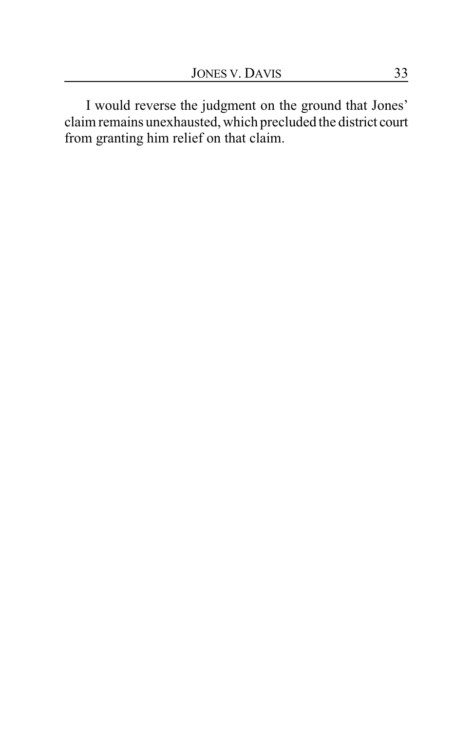I would reverse the judgment on the ground that Jones' claim remains unexhausted, which precluded the district court from granting him relief on that claim.